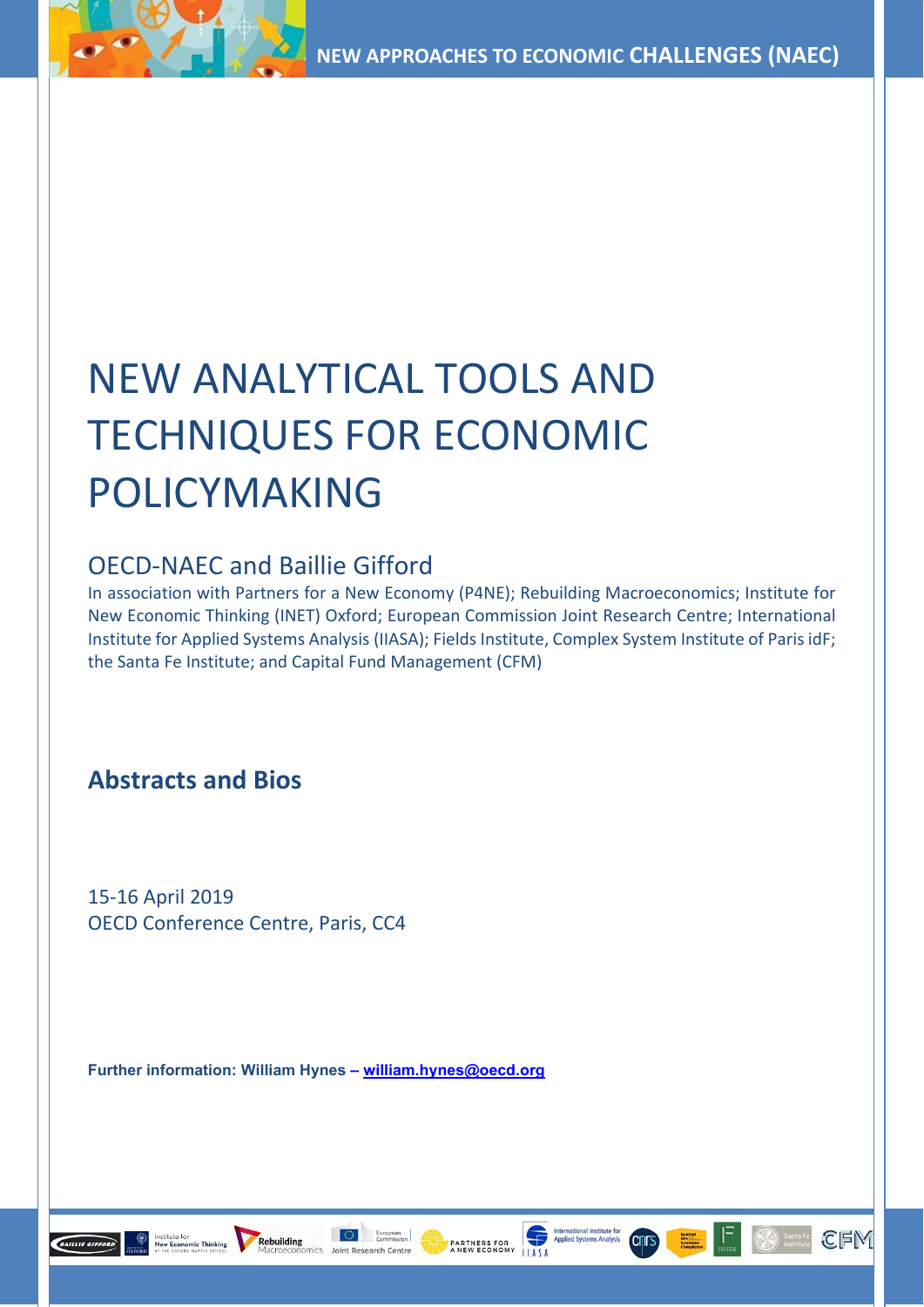NEW APPROACHES TO ECONOMIC CHALLENGES (NAEC)

# NEW ANALYTICAL TOOLS AND TECHNIQUES FOR ECONOMIC POLICYMAKING

## OECD-NAEC and Baillie Gifford

In association with Partners for a New Economy (P4NE); Rebuilding Macroeconomics; Institute for New Economic Thinking (INET) Oxford; European Commission Joint Research Centre; International Institute for Applied Systems Analysis (IIASA); Fields Institute, Complex System Institute of Paris idF; the Santa Fe Institute; and Capital Fund Management (CFM)

## Abstracts and Bios

15-16 April 2019
OECD Conference Centre, Paris, CC4

**Further information: William Hynes – william.hynes@oecd.org**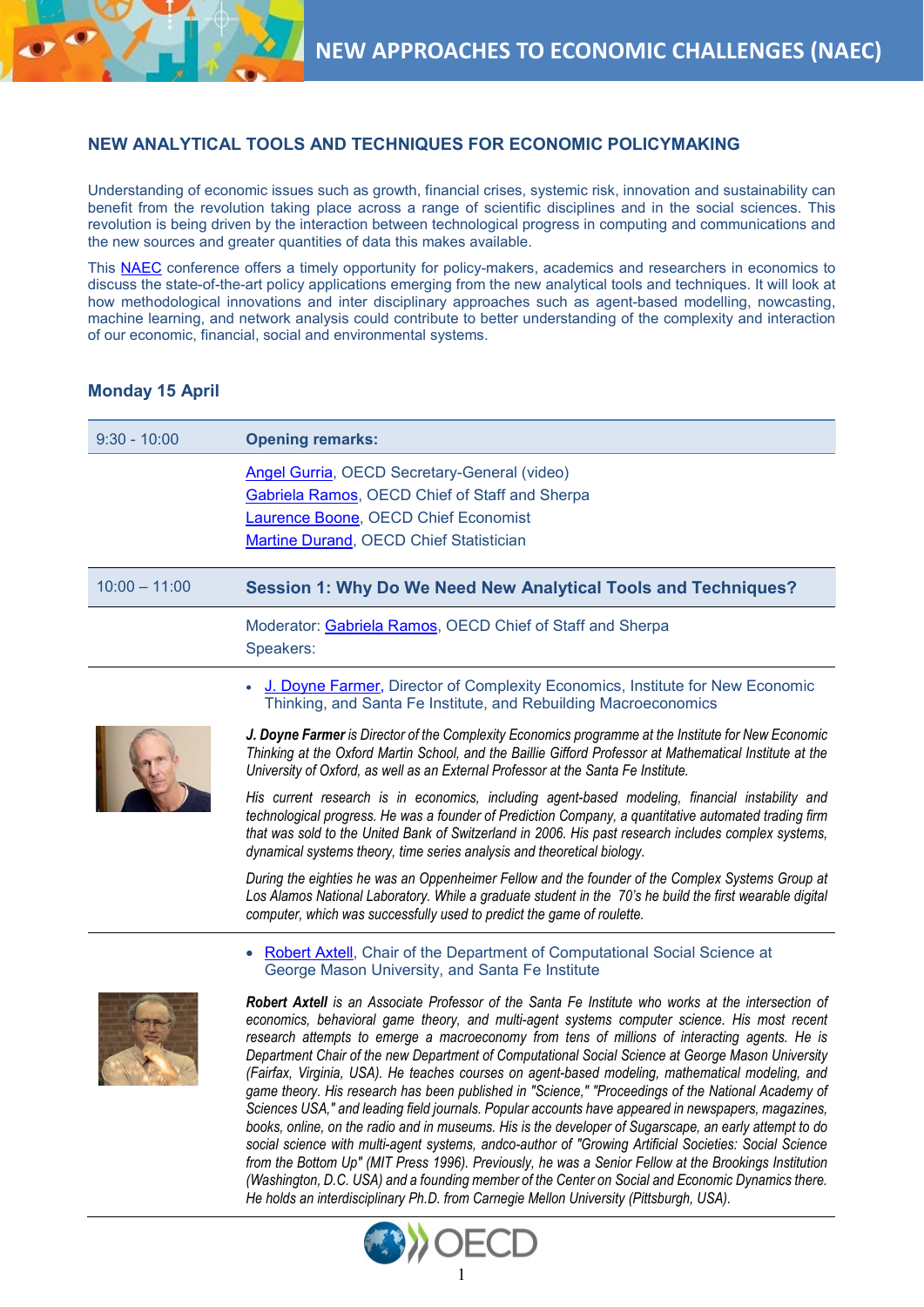# NEW ANALYTICAL TOOLS AND TECHNIQUES FOR ECONOMIC POLICYMAKING

Understanding of economic issues such as growth, financial crises, systemic risk, innovation and sustainability can benefit from the revolution taking place across a range of scientific disciplines and in the social sciences. This revolution is being driven by the interaction between technological progress in computing and communications and the new sources and greater quantities of data this makes available.

This NAEC conference offers a timely opportunity for policy-makers, academics and researchers in economics to discuss the state-of-the-art policy applications emerging from the new analytical tools and techniques. It will look at how methodological innovations and inter disciplinary approaches such as agent-based modelling, nowcasting, machine learning, and network analysis could contribute to better understanding of the complexity and interaction of our economic, financial, social and environmental systems.

## Monday 15 April

### 9:30 - 10:00 Opening remarks:

Angel Gurria, OECD Secretary-General (video)
Gabriela Ramos, OECD Chief of Staff and Sherpa
Laurence Boone, OECD Chief Economist
Martine Durand, OECD Chief Statistician

### 10:00 – 11:00 Session 1: Why Do We Need New Analytical Tools and Techniques?

Moderator: Gabriela Ramos, OECD Chief of Staff and Sherpa
Speakers:

- J. Doyne Farmer, Director of Complexity Economics, Institute for New Economic Thinking, and Santa Fe Institute, and Rebuilding Macroeconomics

***J. Doyne Farmer*** *is Director of the Complexity Economics programme at the Institute for New Economic Thinking at the Oxford Martin School, and the Baillie Gifford Professor at Mathematical Institute at the University of Oxford, as well as an External Professor at the Santa Fe Institute.*

*His current research is in economics, including agent-based modeling, financial instability and technological progress. He was a founder of Prediction Company, a quantitative automated trading firm that was sold to the United Bank of Switzerland in 2006. His past research includes complex systems, dynamical systems theory, time series analysis and theoretical biology.*

*During the eighties he was an Oppenheimer Fellow and the founder of the Complex Systems Group at Los Alamos National Laboratory. While a graduate student in the 70's he build the first wearable digital computer, which was successfully used to predict the game of roulette.*

- Robert Axtell, Chair of the Department of Computational Social Science at George Mason University, and Santa Fe Institute

***Robert Axtell*** *is an Associate Professor of the Santa Fe Institute who works at the intersection of economics, behavioral game theory, and multi-agent systems computer science. His most recent research attempts to emerge a macroeconomy from tens of millions of interacting agents. He is Department Chair of the new Department of Computational Social Science at George Mason University (Fairfax, Virginia, USA). He teaches courses on agent-based modeling, mathematical modeling, and game theory. His research has been published in "Science," "Proceedings of the National Academy of Sciences USA," and leading field journals. Popular accounts have appeared in newspapers, magazines, books, online, on the radio and in museums. His is the developer of Sugarscape, an early attempt to do social science with multi-agent systems, andco-author of "Growing Artificial Societies: Social Science from the Bottom Up" (MIT Press 1996). Previously, he was a Senior Fellow at the Brookings Institution (Washington, D.C. USA) and a founding member of the Center on Social and Economic Dynamics there. He holds an interdisciplinary Ph.D. from Carnegie Mellon University (Pittsburgh, USA).*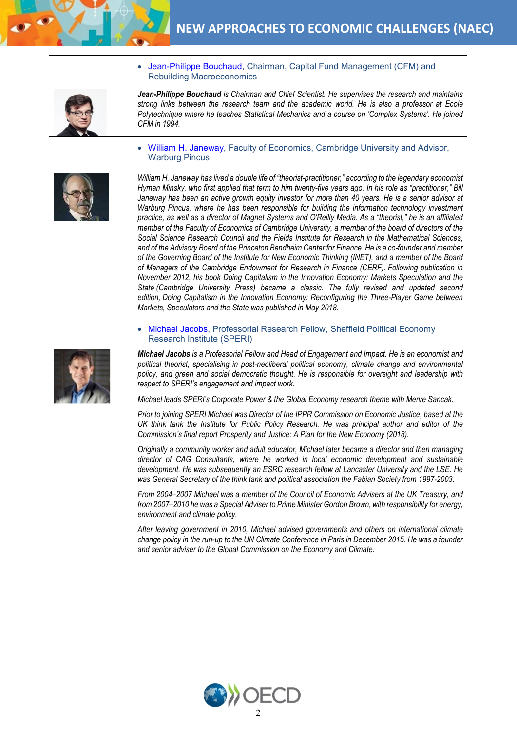- Jean-Philippe Bouchaud, Chairman, Capital Fund Management (CFM) and Rebuilding Macroeconomics

***Jean-Philippe Bouchaud** is Chairman and Chief Scientist. He supervises the research and maintains strong links between the research team and the academic world. He is also a professor at Ecole Polytechnique where he teaches Statistical Mechanics and a course on 'Complex Systems'. He joined CFM in 1994.*

- William H. Janeway, Faculty of Economics, Cambridge University and Advisor, Warburg Pincus

*William H. Janeway has lived a double life of “theorist-practitioner,” according to the legendary economist Hyman Minsky, who first applied that term to him twenty-five years ago. In his role as “practitioner,” Bill Janeway has been an active growth equity investor for more than 40 years. He is a senior advisor at Warburg Pincus, where he has been responsible for building the information technology investment practice, as well as a director of Magnet Systems and O'Reilly Media. As a “theorist,” he is an affiliated member of the Faculty of Economics of Cambridge University, a member of the board of directors of the Social Science Research Council and the Fields Institute for Research in the Mathematical Sciences, and of the Advisory Board of the Princeton Bendheim Center for Finance. He is a co-founder and member of the Governing Board of the Institute for New Economic Thinking (INET), and a member of the Board of Managers of the Cambridge Endowment for Research in Finance (CERF). Following publication in November 2012, his book Doing Capitalism in the Innovation Economy: Markets Speculation and the State (Cambridge University Press) became a classic. The fully revised and updated second edition, Doing Capitalism in the Innovation Economy: Reconfiguring the Three-Player Game between Markets, Speculators and the State was published in May 2018.*

- Michael Jacobs, Professorial Research Fellow, Sheffield Political Economy Research Institute (SPERI)

***Michael Jacobs** is a Professorial Fellow and Head of Engagement and Impact. He is an economist and political theorist, specialising in post-neoliberal political economy, climate change and environmental policy, and green and social democratic thought. He is responsible for oversight and leadership with respect to SPERI’s engagement and impact work.*

*Michael leads SPERI’s Corporate Power & the Global Economy research theme with Merve Sancak.*

*Prior to joining SPERI Michael was Director of the IPPR Commission on Economic Justice, based at the UK think tank the Institute for Public Policy Research. He was principal author and editor of the Commission’s final report Prosperity and Justice: A Plan for the New Economy (2018).*

*Originally a community worker and adult educator, Michael later became a director and then managing director of CAG Consultants, where he worked in local economic development and sustainable development. He was subsequently an ESRC research fellow at Lancaster University and the LSE. He was General Secretary of the think tank and political association the Fabian Society from 1997-2003.*

*From 2004–2007 Michael was a member of the Council of Economic Advisers at the UK Treasury, and from 2007–2010 he was a Special Adviser to Prime Minister Gordon Brown, with responsibility for energy, environment and climate policy.*

*After leaving government in 2010, Michael advised governments and others on international climate change policy in the run-up to the UN Climate Conference in Paris in December 2015. He was a founder and senior adviser to the Global Commission on the Economy and Climate.*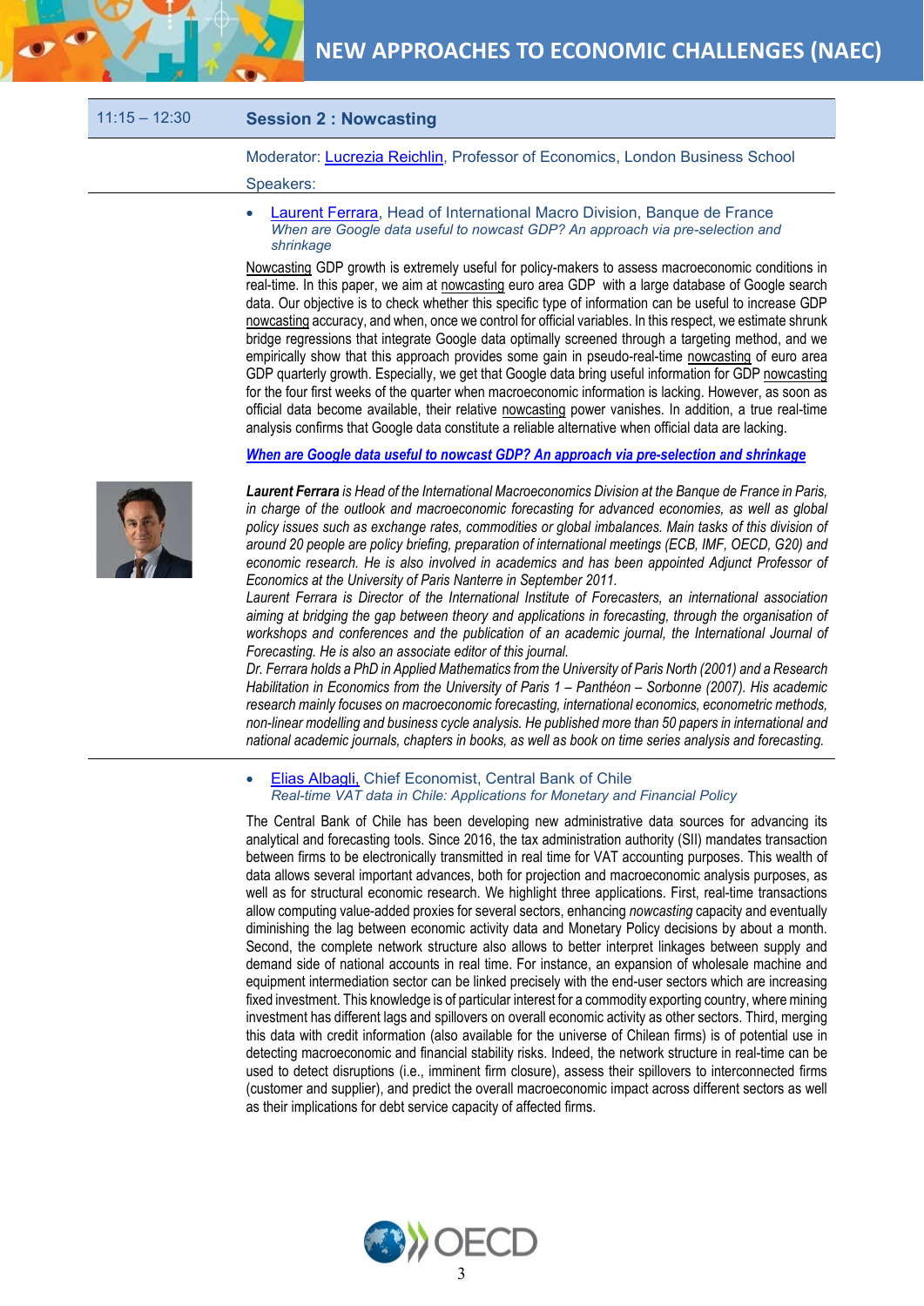## 11:15 – 12:30 Session 2 : Nowcasting

Moderator: Lucrezia Reichlin, Professor of Economics, London Business School

Speakers:

- Laurent Ferrara, Head of International Macro Division, Banque de France
  *When are Google data useful to nowcast GDP? An approach via pre-selection and shrinkage*

Nowcasting GDP growth is extremely useful for policy-makers to assess macroeconomic conditions in real-time. In this paper, we aim at nowcasting euro area GDP with a large database of Google search data. Our objective is to check whether this specific type of information can be useful to increase GDP nowcasting accuracy, and when, once we control for official variables. In this respect, we estimate shrunk bridge regressions that integrate Google data optimally screened through a targeting method, and we empirically show that this approach provides some gain in pseudo-real-time nowcasting of euro area GDP quarterly growth. Especially, we get that Google data bring useful information for GDP nowcasting for the four first weeks of the quarter when macroeconomic information is lacking. However, as soon as official data become available, their relative nowcasting power vanishes. In addition, a true real-time analysis confirms that Google data constitute a reliable alternative when official data are lacking.

***When are Google data useful to nowcast GDP? An approach via pre-selection and shrinkage***

***Laurent Ferrara*** *is Head of the International Macroeconomics Division at the Banque de France in Paris, in charge of the outlook and macroeconomic forecasting for advanced economies, as well as global policy issues such as exchange rates, commodities or global imbalances. Main tasks of this division of around 20 people are policy briefing, preparation of international meetings (ECB, IMF, OECD, G20) and economic research. He is also involved in academics and has been appointed Adjunct Professor of Economics at the University of Paris Nanterre in September 2011.*

*Laurent Ferrara is Director of the International Institute of Forecasters, an international association aiming at bridging the gap between theory and applications in forecasting, through the organisation of workshops and conferences and the publication of an academic journal, the International Journal of Forecasting. He is also an associate editor of this journal.*

*Dr. Ferrara holds a PhD in Applied Mathematics from the University of Paris North (2001) and a Research Habilitation in Economics from the University of Paris 1 – Panthéon – Sorbonne (2007). His academic research mainly focuses on macroeconomic forecasting, international economics, econometric methods, non-linear modelling and business cycle analysis. He published more than 50 papers in international and national academic journals, chapters in books, as well as book on time series analysis and forecasting.*

- Elias Albagli, Chief Economist, Central Bank of Chile
  *Real-time VAT data in Chile: Applications for Monetary and Financial Policy*

The Central Bank of Chile has been developing new administrative data sources for advancing its analytical and forecasting tools. Since 2016, the tax administration authority (SII) mandates transaction between firms to be electronically transmitted in real time for VAT accounting purposes. This wealth of data allows several important advances, both for projection and macroeconomic analysis purposes, as well as for structural economic research. We highlight three applications. First, real-time transactions allow computing value-added proxies for several sectors, enhancing *nowcasting* capacity and eventually diminishing the lag between economic activity data and Monetary Policy decisions by about a month. Second, the complete network structure also allows to better interpret linkages between supply and demand side of national accounts in real time. For instance, an expansion of wholesale machine and equipment intermediation sector can be linked precisely with the end-user sectors which are increasing fixed investment. This knowledge is of particular interest for a commodity exporting country, where mining investment has different lags and spillovers on overall economic activity as other sectors. Third, merging this data with credit information (also available for the universe of Chilean firms) is of potential use in detecting macroeconomic and financial stability risks. Indeed, the network structure in real-time can be used to detect disruptions (i.e., imminent firm closure), assess their spillovers to interconnected firms (customer and supplier), and predict the overall macroeconomic impact across different sectors as well as their implications for debt service capacity of affected firms.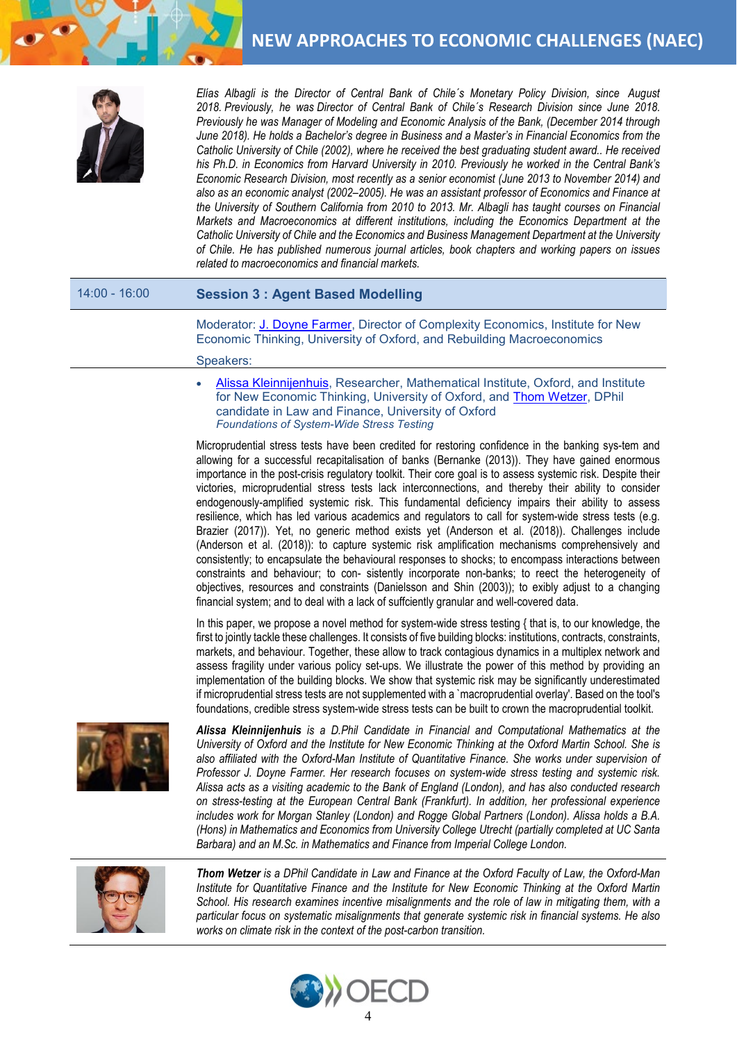*Elías Albagli is the Director of Central Bank of Chile´s Monetary Policy Division, since August 2018. Previously, he was Director of Central Bank of Chile´s Research Division since June 2018. Previously he was Manager of Modeling and Economic Analysis of the Bank, (December 2014 through June 2018). He holds a Bachelor's degree in Business and a Master's in Financial Economics from the Catholic University of Chile (2002), where he received the best graduating student award.. He received his Ph.D. in Economics from Harvard University in 2010. Previously he worked in the Central Bank's Economic Research Division, most recently as a senior economist (June 2013 to November 2014) and also as an economic analyst (2002–2005). He was an assistant professor of Economics and Finance at the University of Southern California from 2010 to 2013. Mr. Albagli has taught courses on Financial Markets and Macroeconomics at different institutions, including the Economics Department at the Catholic University of Chile and the Economics and Business Management Department at the University of Chile. He has published numerous journal articles, book chapters and working papers on issues related to macroeconomics and financial markets.*

14:00 - 16:00 **Session 3 : Agent Based Modelling**

Moderator: J. Doyne Farmer, Director of Complexity Economics, Institute for New Economic Thinking, University of Oxford, and Rebuilding Macroeconomics

Speakers:

- Alissa Kleinnijenhuis, Researcher, Mathematical Institute, Oxford, and Institute for New Economic Thinking, University of Oxford, and Thom Wetzer, DPhil candidate in Law and Finance, University of Oxford
  *Foundations of System-Wide Stress Testing*

Microprudential stress tests have been credited for restoring confidence in the banking sys-tem and allowing for a successful recapitalisation of banks (Bernanke (2013)). They have gained enormous importance in the post-crisis regulatory toolkit. Their core goal is to assess systemic risk. Despite their victories, microprudential stress tests lack interconnections, and thereby their ability to consider endogenously-amplified systemic risk. This fundamental deficiency impairs their ability to assess resilience, which has led various academics and regulators to call for system-wide stress tests (e.g. Brazier (2017)). Yet, no generic method exists yet (Anderson et al. (2018)). Challenges include (Anderson et al. (2018)): to capture systemic risk amplification mechanisms comprehensively and consistently; to encapsulate the behavioural responses to shocks; to encompass interactions between constraints and behaviour; to con- sistently incorporate non-banks; to reect the heterogeneity of objectives, resources and constraints (Danielsson and Shin (2003)); to exibly adjust to a changing financial system; and to deal with a lack of suffciently granular and well-covered data.

In this paper, we propose a novel method for system-wide stress testing { that is, to our knowledge, the first to jointly tackle these challenges. It consists of five building blocks: institutions, contracts, constraints, markets, and behaviour. Together, these allow to track contagious dynamics in a multiplex network and assess fragility under various policy set-ups. We illustrate the power of this method by providing an implementation of the building blocks. We show that systemic risk may be significantly underestimated if microprudential stress tests are not supplemented with a `macroprudential overlay'. Based on the tool's foundations, credible stress system-wide stress tests can be built to crown the macroprudential toolkit.

***Alissa Kleinnijenhuis** is a D.Phil Candidate in Financial and Computational Mathematics at the University of Oxford and the Institute for New Economic Thinking at the Oxford Martin School. She is also affiliated with the Oxford-Man Institute of Quantitative Finance. She works under supervision of Professor J. Doyne Farmer. Her research focuses on system-wide stress testing and systemic risk. Alissa acts as a visiting academic to the Bank of England (London), and has also conducted research on stress-testing at the European Central Bank (Frankfurt). In addition, her professional experience includes work for Morgan Stanley (London) and Rogge Global Partners (London). Alissa holds a B.A. (Hons) in Mathematics and Economics from University College Utrecht (partially completed at UC Santa Barbara) and an M.Sc. in Mathematics and Finance from Imperial College London.*

***Thom Wetzer** is a DPhil Candidate in Law and Finance at the Oxford Faculty of Law, the Oxford-Man Institute for Quantitative Finance and the Institute for New Economic Thinking at the Oxford Martin School. His research examines incentive misalignments and the role of law in mitigating them, with a particular focus on systematic misalignments that generate systemic risk in financial systems. He also works on climate risk in the context of the post-carbon transition.*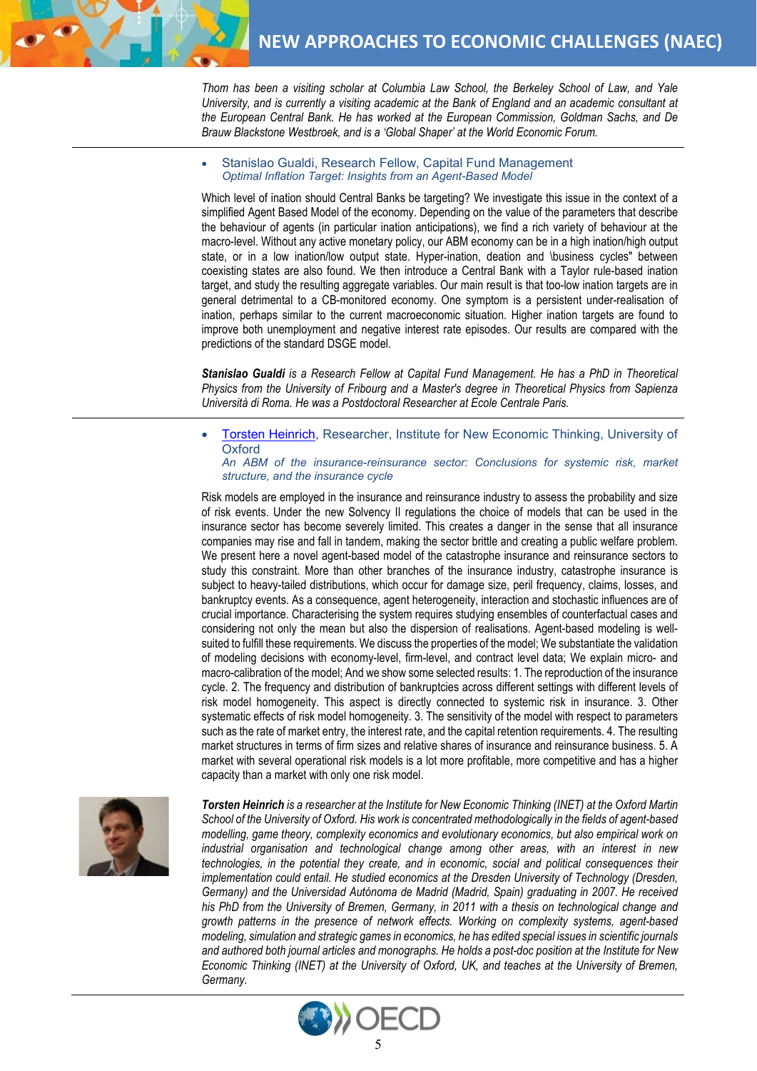*Thom has been a visiting scholar at Columbia Law School, the Berkeley School of Law, and Yale University, and is currently a visiting academic at the Bank of England and an academic consultant at the European Central Bank. He has worked at the European Commission, Goldman Sachs, and De Brauw Blackstone Westbroek, and is a 'Global Shaper' at the World Economic Forum.*

- Stanislao Gualdi, Research Fellow, Capital Fund Management
  *Optimal Inflation Target: Insights from an Agent-Based Model*

Which level of ination should Central Banks be targeting? We investigate this issue in the context of a simplified Agent Based Model of the economy. Depending on the value of the parameters that describe the behaviour of agents (in particular ination anticipations), we find a rich variety of behaviour at the macro-level. Without any active monetary policy, our ABM economy can be in a high ination/high output state, or in a low ination/low output state. Hyper-ination, deation and \business cycles" between coexisting states are also found. We then introduce a Central Bank with a Taylor rule-based ination target, and study the resulting aggregate variables. Our main result is that too-low ination targets are in general detrimental to a CB-monitored economy. One symptom is a persistent under-realisation of ination, perhaps similar to the current macroeconomic situation. Higher ination targets are found to improve both unemployment and negative interest rate episodes. Our results are compared with the predictions of the standard DSGE model.

***Stanislao Gualdi** is a Research Fellow at Capital Fund Management. He has a PhD in Theoretical Physics from the University of Fribourg and a Master's degree in Theoretical Physics from Sapienza Università di Roma. He was a Postdoctoral Researcher at Ecole Centrale Paris.*

- Torsten Heinrich, Researcher, Institute for New Economic Thinking, University of Oxford
  *An ABM of the insurance-reinsurance sector: Conclusions for systemic risk, market structure, and the insurance cycle*

Risk models are employed in the insurance and reinsurance industry to assess the probability and size of risk events. Under the new Solvency II regulations the choice of models that can be used in the insurance sector has become severely limited. This creates a danger in the sense that all insurance companies may rise and fall in tandem, making the sector brittle and creating a public welfare problem. We present here a novel agent-based model of the catastrophe insurance and reinsurance sectors to study this constraint. More than other branches of the insurance industry, catastrophe insurance is subject to heavy-tailed distributions, which occur for damage size, peril frequency, claims, losses, and bankruptcy events. As a consequence, agent heterogeneity, interaction and stochastic influences are of crucial importance. Characterising the system requires studying ensembles of counterfactual cases and considering not only the mean but also the dispersion of realisations. Agent-based modeling is well-suited to fulfill these requirements. We discuss the properties of the model; We substantiate the validation of modeling decisions with economy-level, firm-level, and contract level data; We explain micro- and macro-calibration of the model; And we show some selected results: 1. The reproduction of the insurance cycle. 2. The frequency and distribution of bankruptcies across different settings with different levels of risk model homogeneity. This aspect is directly connected to systemic risk in insurance. 3. Other systematic effects of risk model homogeneity. 3. The sensitivity of the model with respect to parameters such as the rate of market entry, the interest rate, and the capital retention requirements. 4. The resulting market structures in terms of firm sizes and relative shares of insurance and reinsurance business. 5. A market with several operational risk models is a lot more profitable, more competitive and has a higher capacity than a market with only one risk model.

***Torsten Heinrich** is a researcher at the Institute for New Economic Thinking (INET) at the Oxford Martin School of the University of Oxford. His work is concentrated methodologically in the fields of agent-based modelling, game theory, complexity economics and evolutionary economics, but also empirical work on industrial organisation and technological change among other areas, with an interest in new technologies, in the potential they create, and in economic, social and political consequences their implementation could entail. He studied economics at the Dresden University of Technology (Dresden, Germany) and the Universidad Autónoma de Madrid (Madrid, Spain) graduating in 2007. He received his PhD from the University of Bremen, Germany, in 2011 with a thesis on technological change and growth patterns in the presence of network effects. Working on complexity systems, agent-based modeling, simulation and strategic games in economics, he has edited special issues in scientific journals and authored both journal articles and monographs. He holds a post-doc position at the Institute for New Economic Thinking (INET) at the University of Oxford, UK, and teaches at the University of Bremen, Germany.*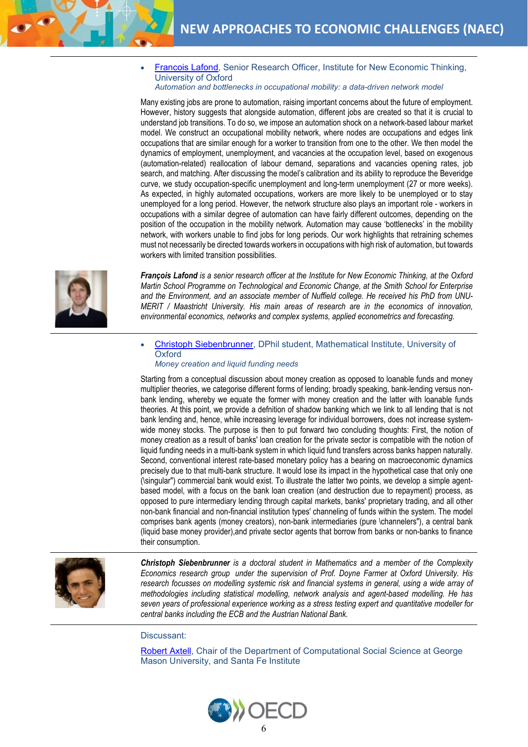- [Francois Lafond](#), Senior Research Officer, Institute for New Economic Thinking, University of Oxford
  *Automation and bottlenecks in occupational mobility: a data-driven network model*

Many existing jobs are prone to automation, raising important concerns about the future of employment. However, history suggests that alongside automation, different jobs are created so that it is crucial to understand job transitions. To do so, we impose an automation shock on a network-based labour market model. We construct an occupational mobility network, where nodes are occupations and edges link occupations that are similar enough for a worker to transition from one to the other. We then model the dynamics of employment, unemployment, and vacancies at the occupation level, based on exogenous (automation-related) reallocation of labour demand, separations and vacancies opening rates, job search, and matching. After discussing the model's calibration and its ability to reproduce the Beveridge curve, we study occupation-specific unemployment and long-term unemployment (27 or more weeks). As expected, in highly automated occupations, workers are more likely to be unemployed or to stay unemployed for a long period. However, the network structure also plays an important role - workers in occupations with a similar degree of automation can have fairly different outcomes, depending on the position of the occupation in the mobility network. Automation may cause 'bottlenecks' in the mobility network, with workers unable to find jobs for long periods. Our work highlights that retraining schemes must not necessarily be directed towards workers in occupations with high risk of automation, but towards workers with limited transition possibilities.

***François Lafond*** *is a senior research officer at the Institute for New Economic Thinking, at the Oxford Martin School Programme on Technological and Economic Change, at the Smith School for Enterprise and the Environment, and an associate member of Nuffield college. He received his PhD from UNU-MERIT / Maastricht University. His main areas of research are in the economics of innovation, environmental economics, networks and complex systems, applied econometrics and forecasting.*

- [Christoph Siebenbrunner](#), DPhil student, Mathematical Institute, University of Oxford
  *Money creation and liquid funding needs*

Starting from a conceptual discussion about money creation as opposed to loanable funds and money multiplier theories, we categorise different forms of lending; broadly speaking, bank-lending versus non-bank lending, whereby we equate the former with money creation and the latter with loanable funds theories. At this point, we provide a defnition of shadow banking which we link to all lending that is not bank lending and, hence, while increasing leverage for individual borrowers, does not increase system-wide money stocks. The purpose is then to put forward two concluding thoughts: First, the notion of money creation as a result of banks' loan creation for the private sector is compatible with the notion of liquid funding needs in a multi-bank system in which liquid fund transfers across banks happen naturally. Second, conventional interest rate-based monetary policy has a bearing on macroeconomic dynamics precisely due to that multi-bank structure. It would lose its impact in the hypothetical case that only one (\singular") commercial bank would exist. To illustrate the latter two points, we develop a simple agent-based model, with a focus on the bank loan creation (and destruction due to repayment) process, as opposed to pure intermediary lending through capital markets, banks' proprietary trading, and all other non-bank financial and non-financial institution types' channeling of funds within the system. The model comprises bank agents (money creators), non-bank intermediaries (pure \channelers"), a central bank (liquid base money provider),and private sector agents that borrow from banks or non-banks to finance their consumption.

***Christoph Siebenbrunner*** *is a doctoral student in Mathematics and a member of the Complexity Economics research group under the supervision of Prof. Doyne Farmer at Oxford University. His research focusses on modelling systemic risk and financial systems in general, using a wide array of methodologies including statistical modelling, network analysis and agent-based modelling. He has seven years of professional experience working as a stress testing expert and quantitative modeller for central banks including the ECB and the Austrian National Bank.*

Discussant:

[Robert Axtell](#), Chair of the Department of Computational Social Science at George Mason University, and Santa Fe Institute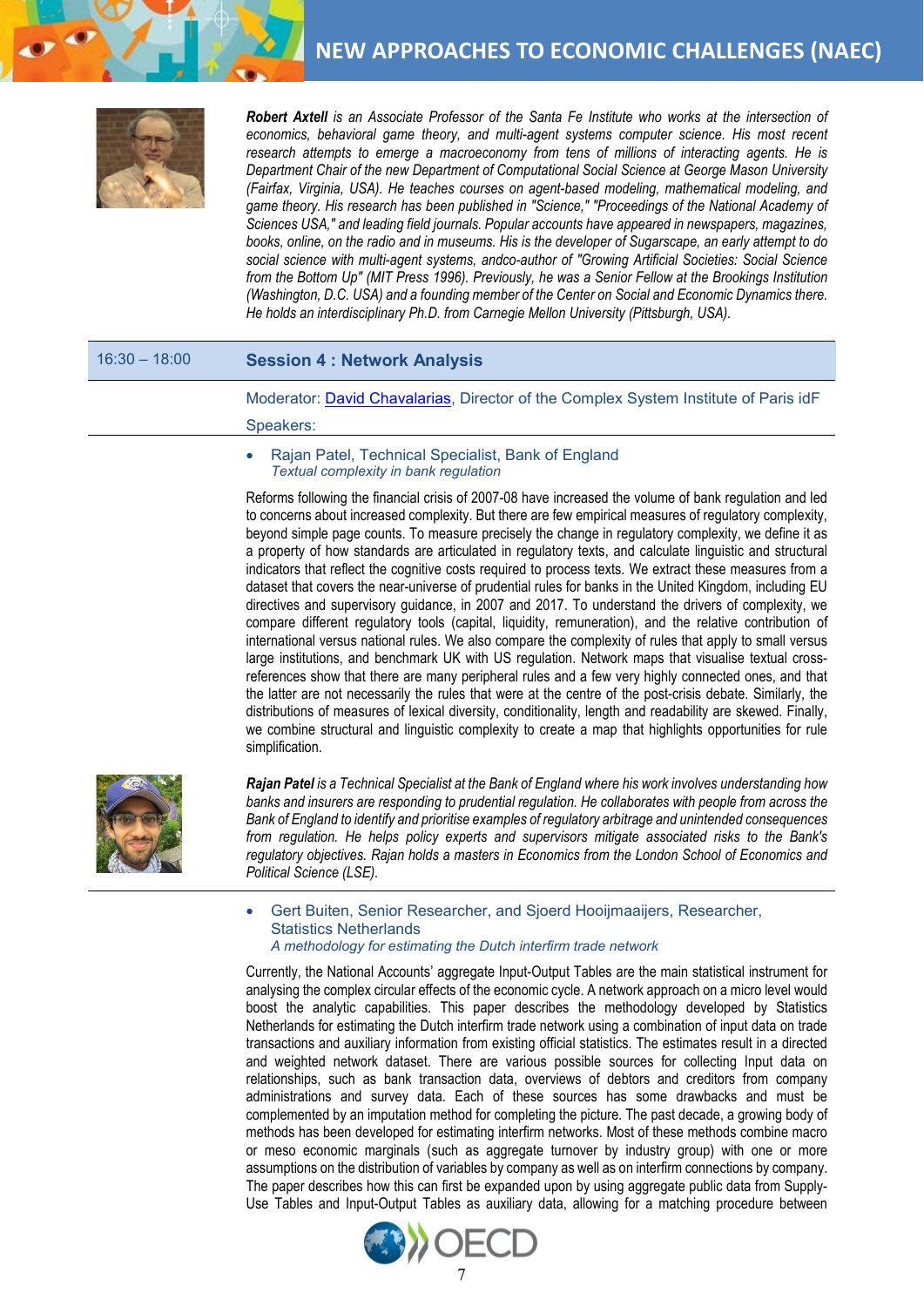***Robert Axtell*** *is an Associate Professor of the Santa Fe Institute who works at the intersection of economics, behavioral game theory, and multi-agent systems computer science. His most recent research attempts to emerge a macroeconomy from tens of millions of interacting agents. He is Department Chair of the new Department of Computational Social Science at George Mason University (Fairfax, Virginia, USA). He teaches courses on agent-based modeling, mathematical modeling, and game theory. His research has been published in "Science," "Proceedings of the National Academy of Sciences USA," and leading field journals. Popular accounts have appeared in newspapers, magazines, books, online, on the radio and in museums. His is the developer of Sugarscape, an early attempt to do social science with multi-agent systems, andco-author of "Growing Artificial Societies: Social Science from the Bottom Up" (MIT Press 1996). Previously, he was a Senior Fellow at the Brookings Institution (Washington, D.C. USA) and a founding member of the Center on Social and Economic Dynamics there. He holds an interdisciplinary Ph.D. from Carnegie Mellon University (Pittsburgh, USA).*

## 16:30 – 18:00 Session 4 : Network Analysis

Moderator: David Chavalarias, Director of the Complex System Institute of Paris idF

Speakers:

- Rajan Patel, Technical Specialist, Bank of England
  *Textual complexity in bank regulation*

Reforms following the financial crisis of 2007-08 have increased the volume of bank regulation and led to concerns about increased complexity. But there are few empirical measures of regulatory complexity, beyond simple page counts. To measure precisely the change in regulatory complexity, we define it as a property of how standards are articulated in regulatory texts, and calculate linguistic and structural indicators that reflect the cognitive costs required to process texts. We extract these measures from a dataset that covers the near-universe of prudential rules for banks in the United Kingdom, including EU directives and supervisory guidance, in 2007 and 2017. To understand the drivers of complexity, we compare different regulatory tools (capital, liquidity, remuneration), and the relative contribution of international versus national rules. We also compare the complexity of rules that apply to small versus large institutions, and benchmark UK with US regulation. Network maps that visualise textual cross-references show that there are many peripheral rules and a few very highly connected ones, and that the latter are not necessarily the rules that were at the centre of the post-crisis debate. Similarly, the distributions of measures of lexical diversity, conditionality, length and readability are skewed. Finally, we combine structural and linguistic complexity to create a map that highlights opportunities for rule simplification.

***Rajan Patel*** *is a Technical Specialist at the Bank of England where his work involves understanding how banks and insurers are responding to prudential regulation. He collaborates with people from across the Bank of England to identify and prioritise examples of regulatory arbitrage and unintended consequences from regulation. He helps policy experts and supervisors mitigate associated risks to the Bank's regulatory objectives. Rajan holds a masters in Economics from the London School of Economics and Political Science (LSE).*

- Gert Buiten, Senior Researcher, and Sjoerd Hooijmaaijers, Researcher, Statistics Netherlands
  *A methodology for estimating the Dutch interfirm trade network*

Currently, the National Accounts' aggregate Input-Output Tables are the main statistical instrument for analysing the complex circular effects of the economic cycle. A network approach on a micro level would boost the analytic capabilities. This paper describes the methodology developed by Statistics Netherlands for estimating the Dutch interfirm trade network using a combination of input data on trade transactions and auxiliary information from existing official statistics. The estimates result in a directed and weighted network dataset. There are various possible sources for collecting Input data on relationships, such as bank transaction data, overviews of debtors and creditors from company administrations and survey data. Each of these sources has some drawbacks and must be complemented by an imputation method for completing the picture. The past decade, a growing body of methods has been developed for estimating interfirm networks. Most of these methods combine macro or meso economic marginals (such as aggregate turnover by industry group) with one or more assumptions on the distribution of variables by company as well as on interfirm connections by company. The paper describes how this can first be expanded upon by using aggregate public data from Supply-Use Tables and Input-Output Tables as auxiliary data, allowing for a matching procedure between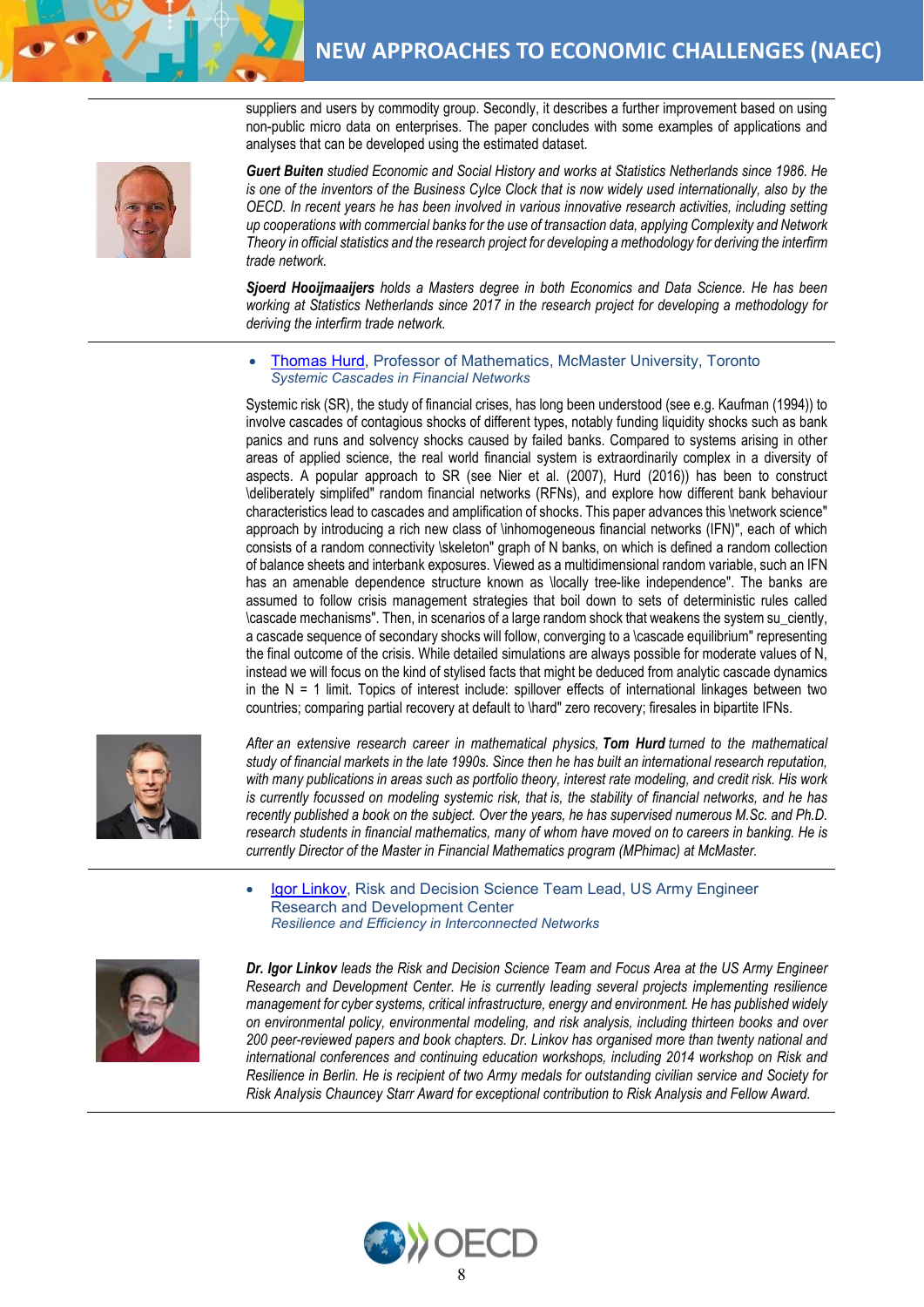suppliers and users by commodity group. Secondly, it describes a further improvement based on using non-public micro data on enterprises. The paper concludes with some examples of applications and analyses that can be developed using the estimated dataset.

***Guert Buiten*** *studied Economic and Social History and works at Statistics Netherlands since 1986. He is one of the inventors of the Business Cycle Clock that is now widely used internationally, also by the OECD. In recent years he has been involved in various innovative research activities, including setting up cooperations with commercial banks for the use of transaction data, applying Complexity and Network Theory in official statistics and the research project for developing a methodology for deriving the interfirm trade network.*

***Sjoerd Hooijmaaijers*** *holds a Masters degree in both Economics and Data Science. He has been working at Statistics Netherlands since 2017 in the research project for developing a methodology for deriving the interfirm trade network.*

---

- Thomas Hurd, Professor of Mathematics, McMaster University, Toronto
  *Systemic Cascades in Financial Networks*

Systemic risk (SR), the study of financial crises, has long been understood (see e.g. Kaufman (1994)) to involve cascades of contagious shocks of different types, notably funding liquidity shocks such as bank panics and runs and solvency shocks caused by failed banks. Compared to systems arising in other areas of applied science, the real world financial system is extraordinarily complex in a diversity of aspects. A popular approach to SR (see Nier et al. (2007), Hurd (2016)) has been to construct \deliberately simplified" random financial networks (RFNs), and explore how different bank behaviour characteristics lead to cascades and amplification of shocks. This paper advances this \network science" approach by introducing a rich new class of \inhomogeneous financial networks (IFN)", each of which consists of a random connectivity \skeleton" graph of N banks, on which is defined a random collection of balance sheets and interbank exposures. Viewed as a multidimensional random variable, such an IFN has an amenable dependence structure known as \locally tree-like independence". The banks are assumed to follow crisis management strategies that boil down to sets of deterministic rules called \cascade mechanisms". Then, in scenarios of a large random shock that weakens the system su_ciently, a cascade sequence of secondary shocks will follow, converging to a \cascade equilibrium" representing the final outcome of the crisis. While detailed simulations are always possible for moderate values of N, instead we will focus on the kind of stylised facts that might be deduced from analytic cascade dynamics in the N = 1 limit. Topics of interest include: spillover effects of international linkages between two countries; comparing partial recovery at default to \hard" zero recovery; firesales in bipartite IFNs.

*After an extensive research career in mathematical physics,* ***Tom Hurd*** *turned to the mathematical study of financial markets in the late 1990s. Since then he has built an international research reputation, with many publications in areas such as portfolio theory, interest rate modeling, and credit risk. His work is currently focussed on modeling systemic risk, that is, the stability of financial networks, and he has recently published a book on the subject. Over the years, he has supervised numerous M.Sc. and Ph.D. research students in financial mathematics, many of whom have moved on to careers in banking. He is currently Director of the Master in Financial Mathematics program (MPhimac) at McMaster.*

---

- Igor Linkov, Risk and Decision Science Team Lead, US Army Engineer Research and Development Center
  *Resilience and Efficiency in Interconnected Networks*

***Dr. Igor Linkov*** *leads the Risk and Decision Science Team and Focus Area at the US Army Engineer Research and Development Center. He is currently leading several projects implementing resilience management for cyber systems, critical infrastructure, energy and environment. He has published widely on environmental policy, environmental modeling, and risk analysis, including thirteen books and over 200 peer-reviewed papers and book chapters. Dr. Linkov has organised more than twenty national and international conferences and continuing education workshops, including 2014 workshop on Risk and Resilience in Berlin. He is recipient of two Army medals for outstanding civilian service and Society for Risk Analysis Chauncey Starr Award for exceptional contribution to Risk Analysis and Fellow Award.*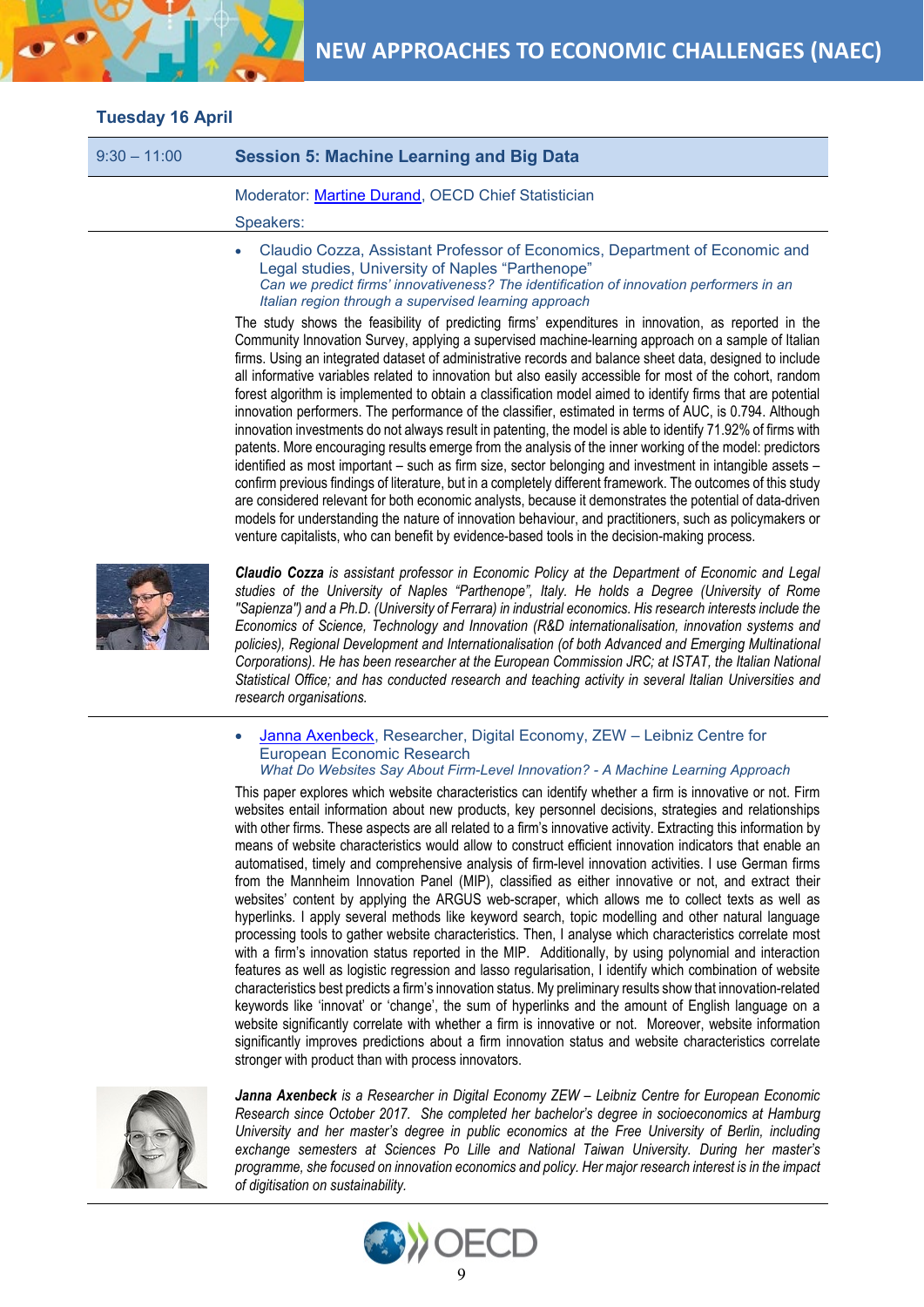## Tuesday 16 April

| 9:30 – 11:00 | **Session 5: Machine Learning and Big Data** |
|---|---|

Moderator: Martine Durand, OECD Chief Statistician

Speakers:

- Claudio Cozza, Assistant Professor of Economics, Department of Economic and Legal studies, University of Naples "Parthenope"
  *Can we predict firms' innovativeness? The identification of innovation performers in an Italian region through a supervised learning approach*

The study shows the feasibility of predicting firms' expenditures in innovation, as reported in the Community Innovation Survey, applying a supervised machine-learning approach on a sample of Italian firms. Using an integrated dataset of administrative records and balance sheet data, designed to include all informative variables related to innovation but also easily accessible for most of the cohort, random forest algorithm is implemented to obtain a classification model aimed to identify firms that are potential innovation performers. The performance of the classifier, estimated in terms of AUC, is 0.794. Although innovation investments do not always result in patenting, the model is able to identify 71.92% of firms with patents. More encouraging results emerge from the analysis of the inner working of the model: predictors identified as most important – such as firm size, sector belonging and investment in intangible assets – confirm previous findings of literature, but in a completely different framework. The outcomes of this study are considered relevant for both economic analysts, because it demonstrates the potential of data-driven models for understanding the nature of innovation behaviour, and practitioners, such as policymakers or venture capitalists, who can benefit by evidence-based tools in the decision-making process.

***Claudio Cozza** is assistant professor in Economic Policy at the Department of Economic and Legal studies of the University of Naples "Parthenope", Italy. He holds a Degree (University of Rome "Sapienza") and a Ph.D. (University of Ferrara) in industrial economics. His research interests include the Economics of Science, Technology and Innovation (R&D internationalisation, innovation systems and policies), Regional Development and Internationalisation (of both Advanced and Emerging Multinational Corporations). He has been researcher at the European Commission JRC; at ISTAT, the Italian National Statistical Office; and has conducted research and teaching activity in several Italian Universities and research organisations.*

- Janna Axenbeck, Researcher, Digital Economy, ZEW – Leibniz Centre for European Economic Research
  *What Do Websites Say About Firm-Level Innovation? - A Machine Learning Approach*

This paper explores which website characteristics can identify whether a firm is innovative or not. Firm websites entail information about new products, key personnel decisions, strategies and relationships with other firms. These aspects are all related to a firm's innovative activity. Extracting this information by means of website characteristics would allow to construct efficient innovation indicators that enable an automatised, timely and comprehensive analysis of firm-level innovation activities. I use German firms from the Mannheim Innovation Panel (MIP), classified as either innovative or not, and extract their websites' content by applying the ARGUS web-scraper, which allows me to collect texts as well as hyperlinks. I apply several methods like keyword search, topic modelling and other natural language processing tools to gather website characteristics. Then, I analyse which characteristics correlate most with a firm's innovation status reported in the MIP. Additionally, by using polynomial and interaction features as well as logistic regression and lasso regularisation, I identify which combination of website characteristics best predicts a firm's innovation status. My preliminary results show that innovation-related keywords like 'innovat' or 'change', the sum of hyperlinks and the amount of English language on a website significantly correlate with whether a firm is innovative or not. Moreover, website information significantly improves predictions about a firm innovation status and website characteristics correlate stronger with product than with process innovators.

***Janna Axenbeck** is a Researcher in Digital Economy ZEW – Leibniz Centre for European Economic Research since October 2017. She completed her bachelor's degree in socioeconomics at Hamburg University and her master's degree in public economics at the Free University of Berlin, including exchange semesters at Sciences Po Lille and National Taiwan University. During her master's programme, she focused on innovation economics and policy. Her major research interest is in the impact of digitisation on sustainability.*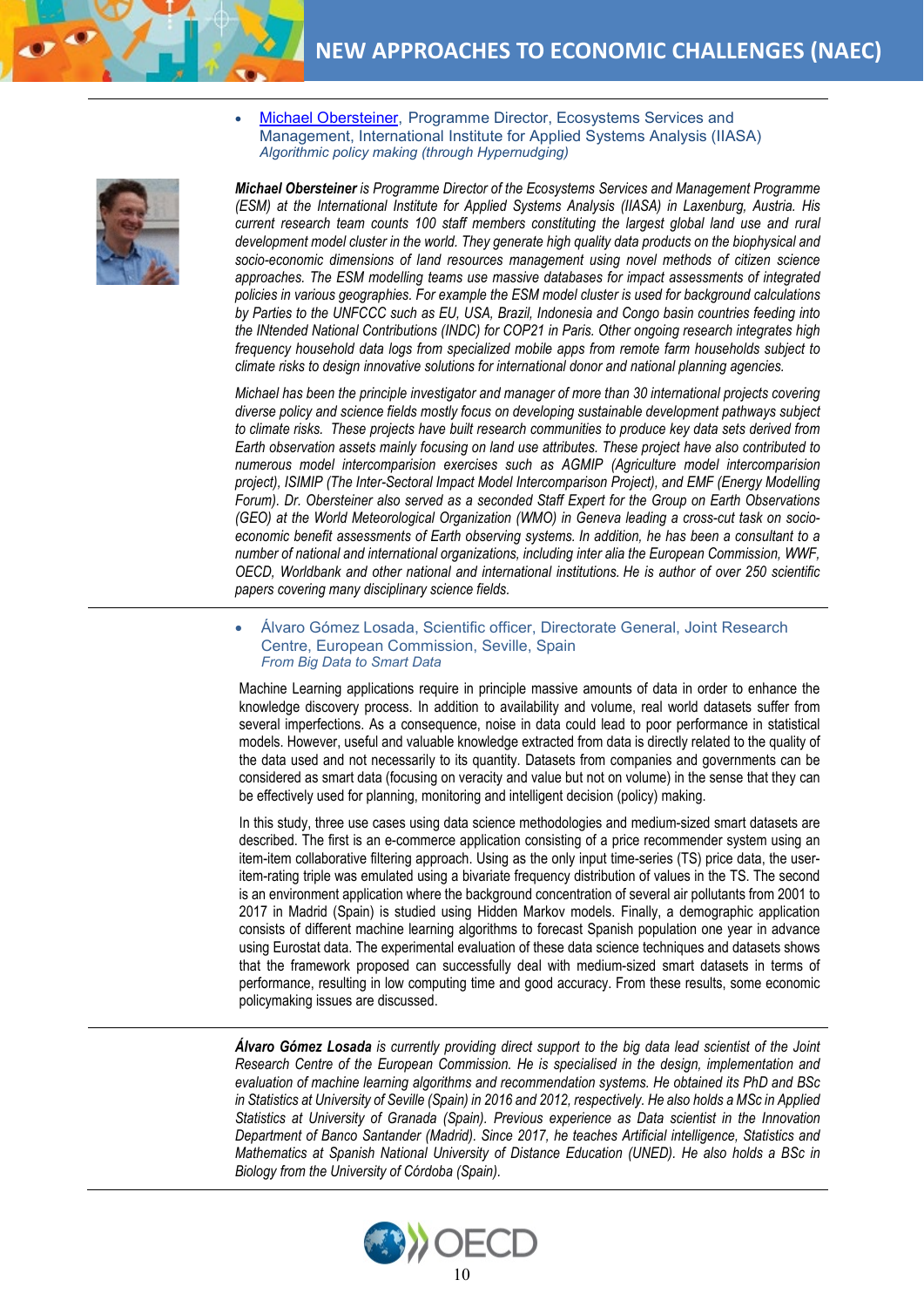- [Michael Obersteiner](), Programme Director, Ecosystems Services and Management, International Institute for Applied Systems Analysis (IIASA)
  *Algorithmic policy making (through Hypernudging)*

***Michael Obersteiner** is Programme Director of the Ecosystems Services and Management Programme (ESM) at the International Institute for Applied Systems Analysis (IIASA) in Laxenburg, Austria. His current research team counts 100 staff members constituting the largest global land use and rural development model cluster in the world. They generate high quality data products on the biophysical and socio-economic dimensions of land resources management using novel methods of citizen science approaches. The ESM modelling teams use massive databases for impact assessments of integrated policies in various geographies. For example the ESM model cluster is used for background calculations by Parties to the UNFCCC such as EU, USA, Brazil, Indonesia and Congo basin countries feeding into the INtended National Contributions (INDC) for COP21 in Paris. Other ongoing research integrates high frequency household data logs from specialized mobile apps from remote farm households subject to climate risks to design innovative solutions for international donor and national planning agencies.*

*Michael has been the principle investigator and manager of more than 30 international projects covering diverse policy and science fields mostly focus on developing sustainable development pathways subject to climate risks. These projects have built research communities to produce key data sets derived from Earth observation assets mainly focusing on land use attributes. These project have also contributed to numerous model intercomparision exercises such as AGMIP (Agriculture model intercomparision project), ISIMIP (The Inter-Sectoral Impact Model Intercomparison Project), and EMF (Energy Modelling Forum). Dr. Obersteiner also served as a seconded Staff Expert for the Group on Earth Observations (GEO) at the World Meteorological Organization (WMO) in Geneva leading a cross-cut task on socio-economic benefit assessments of Earth observing systems. In addition, he has been a consultant to a number of national and international organizations, including inter alia the European Commission, WWF, OECD, Worldbank and other national and international institutions. He is author of over 250 scientific papers covering many disciplinary science fields.*

- Álvaro Gómez Losada, Scientific officer, Directorate General, Joint Research Centre, European Commission, Seville, Spain
  *From Big Data to Smart Data*

Machine Learning applications require in principle massive amounts of data in order to enhance the knowledge discovery process. In addition to availability and volume, real world datasets suffer from several imperfections. As a consequence, noise in data could lead to poor performance in statistical models. However, useful and valuable knowledge extracted from data is directly related to the quality of the data used and not necessarily to its quantity. Datasets from companies and governments can be considered as smart data (focusing on veracity and value but not on volume) in the sense that they can be effectively used for planning, monitoring and intelligent decision (policy) making.

In this study, three use cases using data science methodologies and medium-sized smart datasets are described. The first is an e-commerce application consisting of a price recommender system using an item-item collaborative filtering approach. Using as the only input time-series (TS) price data, the user-item-rating triple was emulated using a bivariate frequency distribution of values in the TS. The second is an environment application where the background concentration of several air pollutants from 2001 to 2017 in Madrid (Spain) is studied using Hidden Markov models. Finally, a demographic application consists of different machine learning algorithms to forecast Spanish population one year in advance using Eurostat data. The experimental evaluation of these data science techniques and datasets shows that the framework proposed can successfully deal with medium-sized smart datasets in terms of performance, resulting in low computing time and good accuracy. From these results, some economic policymaking issues are discussed.

***Álvaro Gómez Losada** is currently providing direct support to the big data lead scientist of the Joint Research Centre of the European Commission. He is specialised in the design, implementation and evaluation of machine learning algorithms and recommendation systems. He obtained its PhD and BSc in Statistics at University of Seville (Spain) in 2016 and 2012, respectively. He also holds a MSc in Applied Statistics at University of Granada (Spain). Previous experience as Data scientist in the Innovation Department of Banco Santander (Madrid). Since 2017, he teaches Artificial intelligence, Statistics and Mathematics at Spanish National University of Distance Education (UNED). He also holds a BSc in Biology from the University of Córdoba (Spain).*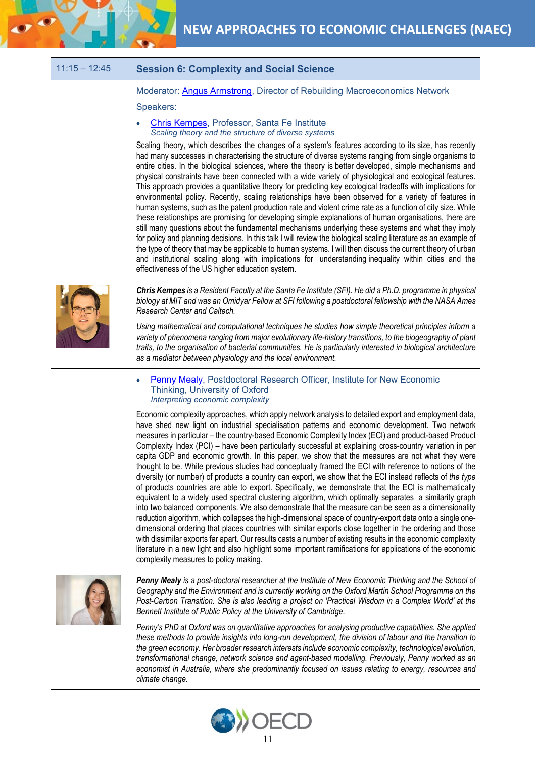## 11:15 – 12:45 Session 6: Complexity and Social Science

Moderator: Angus Armstrong, Director of Rebuilding Macroeconomics Network

Speakers:

- Chris Kempes, Professor, Santa Fe Institute
  *Scaling theory and the structure of diverse systems*

Scaling theory, which describes the changes of a system's features according to its size, has recently had many successes in characterising the structure of diverse systems ranging from single organisms to entire cities. In the biological sciences, where the theory is better developed, simple mechanisms and physical constraints have been connected with a wide variety of physiological and ecological features. This approach provides a quantitative theory for predicting key ecological tradeoffs with implications for environmental policy. Recently, scaling relationships have been observed for a variety of features in human systems, such as the patent production rate and violent crime rate as a function of city size. While these relationships are promising for developing simple explanations of human organisations, there are still many questions about the fundamental mechanisms underlying these systems and what they imply for policy and planning decisions. In this talk I will review the biological scaling literature as an example of the type of theory that may be applicable to human systems. I will then discuss the current theory of urban and institutional scaling along with implications for understanding inequality within cities and the effectiveness of the US higher education system.

***Chris Kempes*** *is a Resident Faculty at the Santa Fe Institute (SFI). He did a Ph.D. programme in physical biology at MIT and was an Omidyar Fellow at SFI following a postdoctoral fellowship with the NASA Ames Research Center and Caltech.*

*Using mathematical and computational techniques he studies how simple theoretical principles inform a variety of phenomena ranging from major evolutionary life-history transitions, to the biogeography of plant traits, to the organisation of bacterial communities. He is particularly interested in biological architecture as a mediator between physiology and the local environment.*

- Penny Mealy, Postdoctoral Research Officer, Institute for New Economic Thinking, University of Oxford
  *Interpreting economic complexity*

Economic complexity approaches, which apply network analysis to detailed export and employment data, have shed new light on industrial specialisation patterns and economic development. Two network measures in particular – the country-based Economic Complexity Index (ECI) and product-based Product Complexity Index (PCI) – have been particularly successful at explaining cross-country variation in per capita GDP and economic growth. In this paper, we show that the measures are not what they were thought to be. While previous studies had conceptually framed the ECI with reference to notions of the diversity (or number) of products a country can export, we show that the ECI instead reflects of *the type* of products countries are able to export. Specifically, we demonstrate that the ECI is mathematically equivalent to a widely used spectral clustering algorithm, which optimally separates a similarity graph into two balanced components. We also demonstrate that the measure can be seen as a dimensionality reduction algorithm, which collapses the high-dimensional space of country-export data onto a single one-dimensional ordering that places countries with similar exports close together in the ordering and those with dissimilar exports far apart. Our results casts a number of existing results in the economic complexity literature in a new light and also highlight some important ramifications for applications of the economic complexity measures to policy making.

***Penny Mealy*** *is a post-doctoral researcher at the Institute of New Economic Thinking and the School of Geography and the Environment and is currently working on the Oxford Martin School Programme on the Post-Carbon Transition. She is also leading a project on 'Practical Wisdom in a Complex World' at the Bennett Institute of Public Policy at the University of Cambridge.*

*Penny's PhD at Oxford was on quantitative approaches for analysing productive capabilities. She applied these methods to provide insights into long-run development, the division of labour and the transition to the green economy. Her broader research interests include economic complexity, technological evolution, transformational change, network science and agent-based modelling. Previously, Penny worked as an economist in Australia, where she predominantly focused on issues relating to energy, resources and climate change.*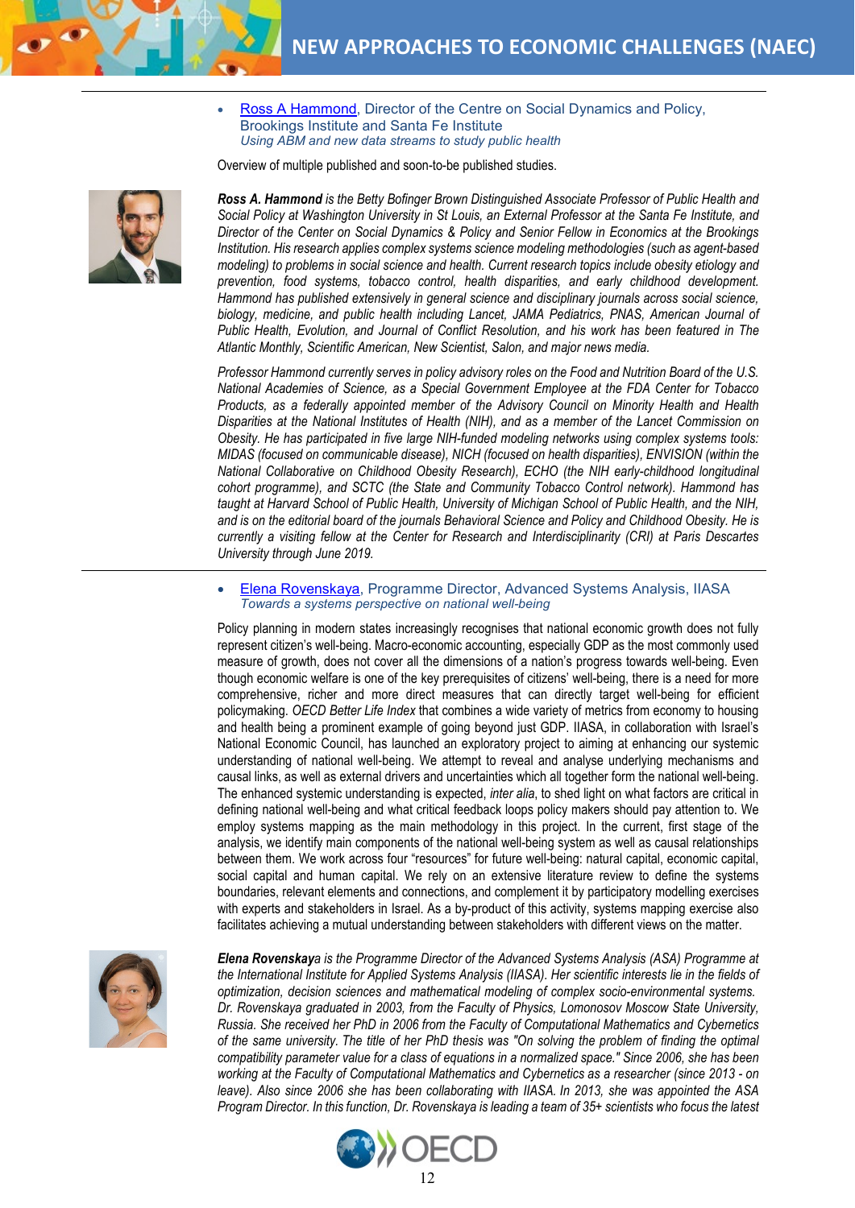- [Ross A Hammond](#), Director of the Centre on Social Dynamics and Policy, Brookings Institute and Santa Fe Institute
  *Using ABM and new data streams to study public health*

Overview of multiple published and soon-to-be published studies.

***Ross A. Hammond** is the Betty Bofinger Brown Distinguished Associate Professor of Public Health and Social Policy at Washington University in St Louis, an External Professor at the Santa Fe Institute, and Director of the Center on Social Dynamics & Policy and Senior Fellow in Economics at the Brookings Institution. His research applies complex systems science modeling methodologies (such as agent-based modeling) to problems in social science and health. Current research topics include obesity etiology and prevention, food systems, tobacco control, health disparities, and early childhood development. Hammond has published extensively in general science and disciplinary journals across social science, biology, medicine, and public health including Lancet, JAMA Pediatrics, PNAS, American Journal of Public Health, Evolution, and Journal of Conflict Resolution, and his work has been featured in The Atlantic Monthly, Scientific American, New Scientist, Salon, and major news media.*

*Professor Hammond currently serves in policy advisory roles on the Food and Nutrition Board of the U.S. National Academies of Science, as a Special Government Employee at the FDA Center for Tobacco Products, as a federally appointed member of the Advisory Council on Minority Health and Health Disparities at the National Institutes of Health (NIH), and as a member of the Lancet Commission on Obesity. He has participated in five large NIH-funded modeling networks using complex systems tools: MIDAS (focused on communicable disease), NICH (focused on health disparities), ENVISION (within the National Collaborative on Childhood Obesity Research), ECHO (the NIH early-childhood longitudinal cohort programme), and SCTC (the State and Community Tobacco Control network). Hammond has taught at Harvard School of Public Health, University of Michigan School of Public Health, and the NIH, and is on the editorial board of the journals Behavioral Science and Policy and Childhood Obesity. He is currently a visiting fellow at the Center for Research and Interdisciplinarity (CRI) at Paris Descartes University through June 2019.*

---

- [Elena Rovenskaya](#), Programme Director, Advanced Systems Analysis, IIASA
  *Towards a systems perspective on national well-being*

Policy planning in modern states increasingly recognises that national economic growth does not fully represent citizen's well-being. Macro-economic accounting, especially GDP as the most commonly used measure of growth, does not cover all the dimensions of a nation's progress towards well-being. Even though economic welfare is one of the key prerequisites of citizens' well-being, there is a need for more comprehensive, richer and more direct measures that can directly target well-being for efficient policymaking. *OECD Better Life Index* that combines a wide variety of metrics from economy to housing and health being a prominent example of going beyond just GDP. IIASA, in collaboration with Israel's National Economic Council, has launched an exploratory project to aiming at enhancing our systemic understanding of national well-being. We attempt to reveal and analyse underlying mechanisms and causal links, as well as external drivers and uncertainties which all together form the national well-being. The enhanced systemic understanding is expected, *inter alia*, to shed light on what factors are critical in defining national well-being and what critical feedback loops policy makers should pay attention to. We employ systems mapping as the main methodology in this project. In the current, first stage of the analysis, we identify main components of the national well-being system as well as causal relationships between them. We work across four "resources" for future well-being: natural capital, economic capital, social capital and human capital. We rely on an extensive literature review to define the systems boundaries, relevant elements and connections, and complement it by participatory modelling exercises with experts and stakeholders in Israel. As a by-product of this activity, systems mapping exercise also facilitates achieving a mutual understanding between stakeholders with different views on the matter.

***Elena Rovenskaya** is the Programme Director of the Advanced Systems Analysis (ASA) Programme at the International Institute for Applied Systems Analysis (IIASA). Her scientific interests lie in the fields of optimization, decision sciences and mathematical modeling of complex socio-environmental systems. Dr. Rovenskaya graduated in 2003, from the Faculty of Physics, Lomonosov Moscow State University, Russia. She received her PhD in 2006 from the Faculty of Computational Mathematics and Cybernetics of the same university. The title of her PhD thesis was "On solving the problem of finding the optimal compatibility parameter value for a class of equations in a normalized space." Since 2006, she has been working at the Faculty of Computational Mathematics and Cybernetics as a researcher (since 2013 - on leave). Also since 2006 she has been collaborating with IIASA. In 2013, she was appointed the ASA Program Director. In this function, Dr. Rovenskaya is leading a team of 35+ scientists who focus the latest*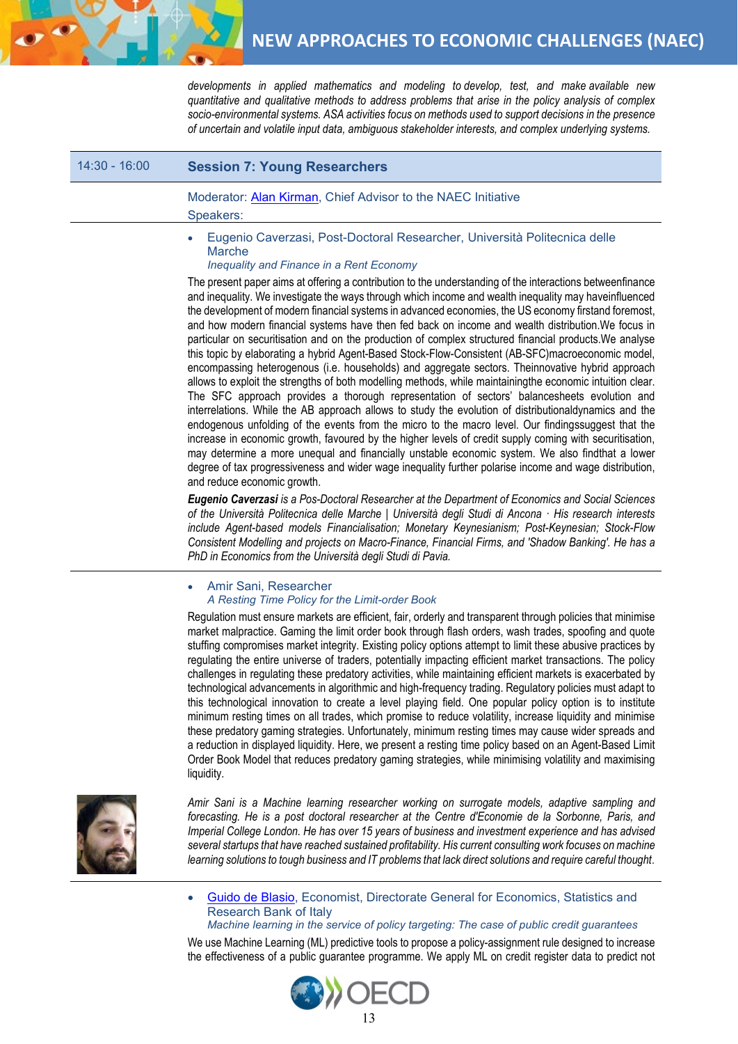developments in applied mathematics and modeling to develop, test, and make available new quantitative and qualitative methods to address problems that arise in the policy analysis of complex socio-environmental systems. ASA activities focus on methods used to support decisions in the presence of uncertain and volatile input data, ambiguous stakeholder interests, and complex underlying systems.

| 14:30 - 16:00 | **Session 7: Young Researchers** |
|---|---|

Moderator: [Alan Kirman](), Chief Advisor to the NAEC Initiative

Speakers:

- Eugenio Caverzasi, Post-Doctoral Researcher, Università Politecnica delle Marche
  *Inequality and Finance in a Rent Economy*

The present paper aims at offering a contribution to the understanding of the interactions betweenfinance and inequality. We investigate the ways through which income and wealth inequality may haveinfluenced the development of modern financial systems in advanced economies, the US economy firstand foremost, and how modern financial systems have then fed back on income and wealth distribution.We focus in particular on securitisation and on the production of complex structured financial products.We analyse this topic by elaborating a hybrid Agent-Based Stock-Flow-Consistent (AB-SFC)macroeconomic model, encompassing heterogenous (i.e. households) and aggregate sectors. Theinnovative hybrid approach allows to exploit the strengths of both modelling methods, while maintainingthe economic intuition clear. The SFC approach provides a thorough representation of sectors' balancesheets evolution and interrelations. While the AB approach allows to study the evolution of distributionaldynamics and the endogenous unfolding of the events from the micro to the macro level. Our findingssuggest that the increase in economic growth, favoured by the higher levels of credit supply coming with securitisation, may determine a more unequal and financially unstable economic system. We also findthat a lower degree of tax progressiveness and wider wage inequality further polarise income and wage distribution, and reduce economic growth.

***Eugenio Caverzasi** is a Pos-Doctoral Researcher at the Department of Economics and Social Sciences of the Università Politecnica delle Marche | Università degli Studi di Ancona · His research interests include Agent-based models Financialisation; Monetary Keynesianism; Post-Keynesian; Stock-Flow Consistent Modelling and projects on Macro-Finance, Financial Firms, and 'Shadow Banking'. He has a PhD in Economics from the Università degli Studi di Pavia.*

- Amir Sani, Researcher
  *A Resting Time Policy for the Limit-order Book*

Regulation must ensure markets are efficient, fair, orderly and transparent through policies that minimise market malpractice. Gaming the limit order book through flash orders, wash trades, spoofing and quote stuffing compromises market integrity. Existing policy options attempt to limit these abusive practices by regulating the entire universe of traders, potentially impacting efficient market transactions. The policy challenges in regulating these predatory activities, while maintaining efficient markets is exacerbated by technological advancements in algorithmic and high-frequency trading. Regulatory policies must adapt to this technological innovation to create a level playing field. One popular policy option is to institute minimum resting times on all trades, which promise to reduce volatility, increase liquidity and minimise these predatory gaming strategies. Unfortunately, minimum resting times may cause wider spreads and a reduction in displayed liquidity. Here, we present a resting time policy based on an Agent-Based Limit Order Book Model that reduces predatory gaming strategies, while minimising volatility and maximising liquidity.

*Amir Sani is a Machine learning researcher working on surrogate models, adaptive sampling and forecasting. He is a post doctoral researcher at the Centre d'Economie de la Sorbonne, Paris, and Imperial College London. He has over 15 years of business and investment experience and has advised several startups that have reached sustained profitability. His current consulting work focuses on machine learning solutions to tough business and IT problems that lack direct solutions and require careful thought.*

- [Guido de Blasio](), Economist, Directorate General for Economics, Statistics and Research Bank of Italy
  *Machine learning in the service of policy targeting: The case of public credit guarantees*

We use Machine Learning (ML) predictive tools to propose a policy-assignment rule designed to increase the effectiveness of a public guarantee programme. We apply ML on credit register data to predict not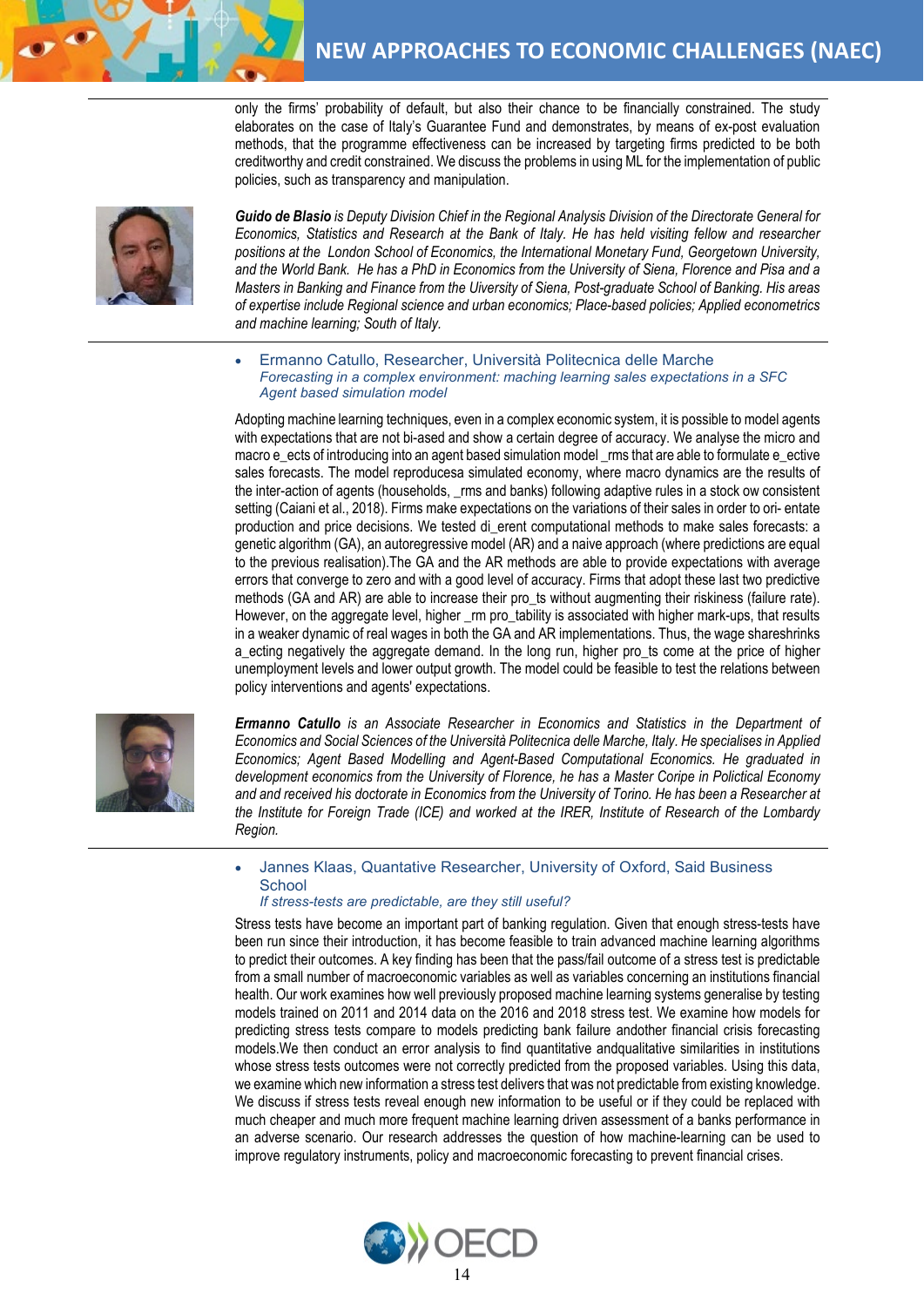only the firms' probability of default, but also their chance to be financially constrained. The study elaborates on the case of Italy's Guarantee Fund and demonstrates, by means of ex-post evaluation methods, that the programme effectiveness can be increased by targeting firms predicted to be both creditworthy and credit constrained. We discuss the problems in using ML for the implementation of public policies, such as transparency and manipulation.

***Guido de Blasio*** *is Deputy Division Chief in the Regional Analysis Division of the Directorate General for Economics, Statistics and Research at the Bank of Italy. He has held visiting fellow and researcher positions at the London School of Economics, the International Monetary Fund, Georgetown University, and the World Bank. He has a PhD in Economics from the University of Siena, Florence and Pisa and a Masters in Banking and Finance from the Uiversity of Siena, Post-graduate School of Banking. His areas of expertise include Regional science and urban economics; Place-based policies; Applied econometrics and machine learning; South of Italy.*

- Ermanno Catullo, Researcher, Università Politecnica delle Marche
  *Forecasting in a complex environment: maching learning sales expectations in a SFC Agent based simulation model*

Adopting machine learning techniques, even in a complex economic system, it is possible to model agents with expectations that are not bi-ased and show a certain degree of accuracy. We analyse the micro and macro e_ects of introducing into an agent based simulation model _rms that are able to formulate e_ective sales forecasts. The model reproducesa simulated economy, where macro dynamics are the results of the inter-action of agents (households, _rms and banks) following adaptive rules in a stock ow consistent setting (Caiani et al., 2018). Firms make expectations on the variations of their sales in order to ori- entate production and price decisions. We tested di_erent computational methods to make sales forecasts: a genetic algorithm (GA), an autoregressive model (AR) and a naive approach (where predictions are equal to the previous realisation).The GA and the AR methods are able to provide expectations with average errors that converge to zero and with a good level of accuracy. Firms that adopt these last two predictive methods (GA and AR) are able to increase their pro_ts without augmenting their riskiness (failure rate). However, on the aggregate level, higher _rm pro_tability is associated with higher mark-ups, that results in a weaker dynamic of real wages in both the GA and AR implementations. Thus, the wage shareshrinks a_ecting negatively the aggregate demand. In the long run, higher pro_ts come at the price of higher unemployment levels and lower output growth. The model could be feasible to test the relations between policy interventions and agents' expectations.

***Ermanno Catullo*** *is an Associate Researcher in Economics and Statistics in the Department of Economics and Social Sciences of the Università Politecnica delle Marche, Italy. He specialises in Applied Economics; Agent Based Modelling and Agent-Based Computational Economics. He graduated in development economics from the University of Florence, he has a Master Coripe in Polictical Economy and and received his doctorate in Economics from the University of Torino. He has been a Researcher at the Institute for Foreign Trade (ICE) and worked at the IRER, Institute of Research of the Lombardy Region.*

- Jannes Klaas, Quantative Researcher, University of Oxford, Said Business School
  *If stress-tests are predictable, are they still useful?*

Stress tests have become an important part of banking regulation. Given that enough stress-tests have been run since their introduction, it has become feasible to train advanced machine learning algorithms to predict their outcomes. A key finding has been that the pass/fail outcome of a stress test is predictable from a small number of macroeconomic variables as well as variables concerning an institutions financial health. Our work examines how well previously proposed machine learning systems generalise by testing models trained on 2011 and 2014 data on the 2016 and 2018 stress test. We examine how models for predicting stress tests compare to models predicting bank failure andother financial crisis forecasting models.We then conduct an error analysis to find quantitative andqualitative similarities in institutions whose stress tests outcomes were not correctly predicted from the proposed variables. Using this data, we examine which new information a stress test delivers that was not predictable from existing knowledge. We discuss if stress tests reveal enough new information to be useful or if they could be replaced with much cheaper and much more frequent machine learning driven assessment of a banks performance in an adverse scenario. Our research addresses the question of how machine-learning can be used to improve regulatory instruments, policy and macroeconomic forecasting to prevent financial crises.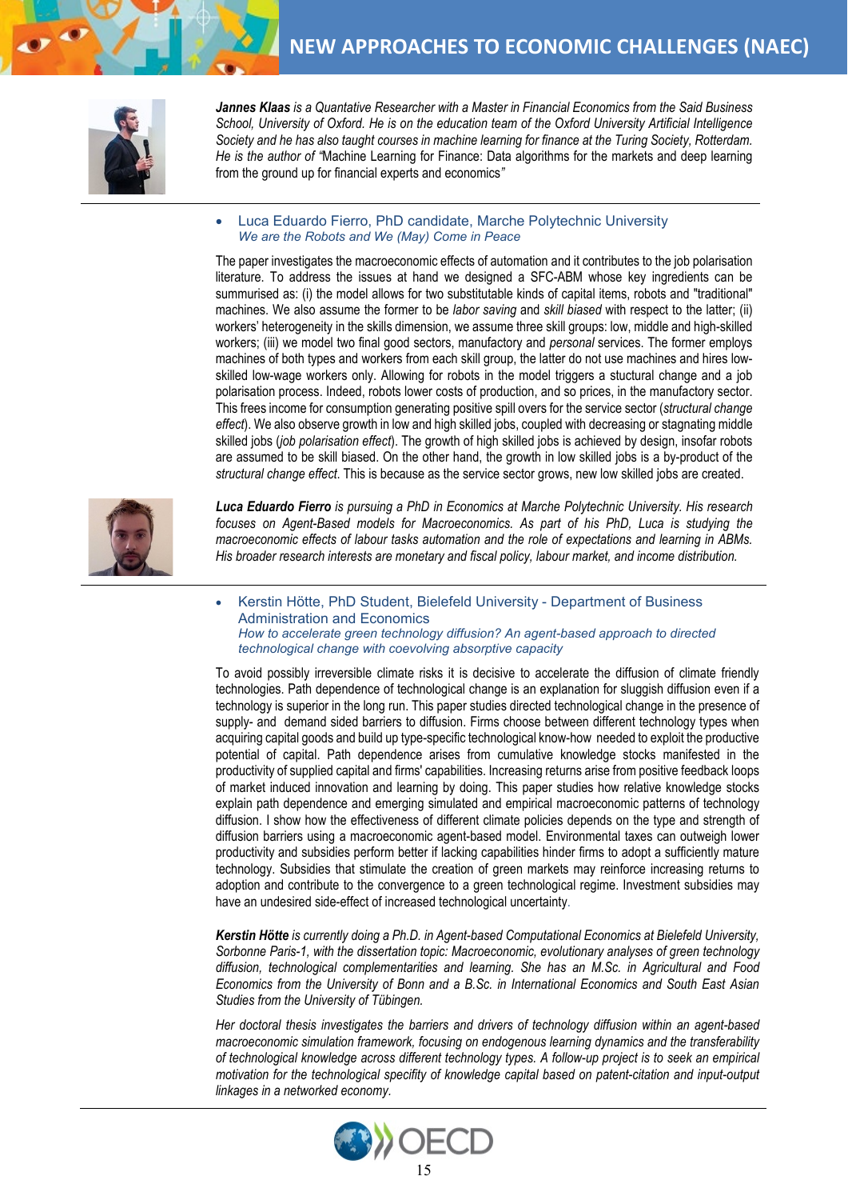***Jannes Klaas*** *is a Quantative Researcher with a Master in Financial Economics from the Said Business School, University of Oxford. He is on the education team of the Oxford University Artificial Intelligence Society and he has also taught courses in machine learning for finance at the Turing Society, Rotterdam. He is the author of "*Machine Learning for Finance: Data algorithms for the markets and deep learning from the ground up for financial experts and economics*"*

- Luca Eduardo Fierro, PhD candidate, Marche Polytechnic University
  *We are the Robots and We (May) Come in Peace*

The paper investigates the macroeconomic effects of automation and it contributes to the job polarisation literature. To address the issues at hand we designed a SFC-ABM whose key ingredients can be summurised as: (i) the model allows for two substitutable kinds of capital items, robots and "traditional" machines. We also assume the former to be *labor saving* and *skill biased* with respect to the latter; (ii) workers' heterogeneity in the skills dimension, we assume three skill groups: low, middle and high-skilled workers; (iii) we model two final good sectors, manufactory and *personal* services. The former employs machines of both types and workers from each skill group, the latter do not use machines and hires low-skilled low-wage workers only. Allowing for robots in the model triggers a stuctural change and a job polarisation process. Indeed, robots lower costs of production, and so prices, in the manufactory sector. This frees income for consumption generating positive spill overs for the service sector (*structural change effect*). We also observe growth in low and high skilled jobs, coupled with decreasing or stagnating middle skilled jobs (*job polarisation effect*). The growth of high skilled jobs is achieved by design, insofar robots are assumed to be skill biased. On the other hand, the growth in low skilled jobs is a by-product of the *structural change effect*. This is because as the service sector grows, new low skilled jobs are created.

***Luca Eduardo Fierro*** *is pursuing a PhD in Economics at Marche Polytechnic University. His research focuses on Agent-Based models for Macroeconomics. As part of his PhD, Luca is studying the macroeconomic effects of labour tasks automation and the role of expectations and learning in ABMs. His broader research interests are monetary and fiscal policy, labour market, and income distribution.*

- Kerstin Hötte, PhD Student, Bielefeld University - Department of Business Administration and Economics
  *How to accelerate green technology diffusion? An agent-based approach to directed technological change with coevolving absorptive capacity*

To avoid possibly irreversible climate risks it is decisive to accelerate the diffusion of climate friendly technologies. Path dependence of technological change is an explanation for sluggish diffusion even if a technology is superior in the long run. This paper studies directed technological change in the presence of supply- and demand sided barriers to diffusion. Firms choose between different technology types when acquiring capital goods and build up type-specific technological know-how needed to exploit the productive potential of capital. Path dependence arises from cumulative knowledge stocks manifested in the productivity of supplied capital and firms' capabilities. Increasing returns arise from positive feedback loops of market induced innovation and learning by doing. This paper studies how relative knowledge stocks explain path dependence and emerging simulated and empirical macroeconomic patterns of technology diffusion. I show how the effectiveness of different climate policies depends on the type and strength of diffusion barriers using a macroeconomic agent-based model. Environmental taxes can outweigh lower productivity and subsidies perform better if lacking capabilities hinder firms to adopt a sufficiently mature technology. Subsidies that stimulate the creation of green markets may reinforce increasing returns to adoption and contribute to the convergence to a green technological regime. Investment subsidies may have an undesired side-effect of increased technological uncertainty.

***Kerstin Hötte*** *is currently doing a Ph.D. in Agent-based Computational Economics at Bielefeld University, Sorbonne Paris-1, with the dissertation topic: Macroeconomic, evolutionary analyses of green technology diffusion, technological complementarities and learning. She has an M.Sc. in Agricultural and Food Economics from the University of Bonn and a B.Sc. in International Economics and South East Asian Studies from the University of Tübingen.*

*Her doctoral thesis investigates the barriers and drivers of technology diffusion within an agent-based macroeconomic simulation framework, focusing on endogenous learning dynamics and the transferability of technological knowledge across different technology types. A follow-up project is to seek an empirical motivation for the technological specifity of knowledge capital based on patent-citation and input-output linkages in a networked economy.*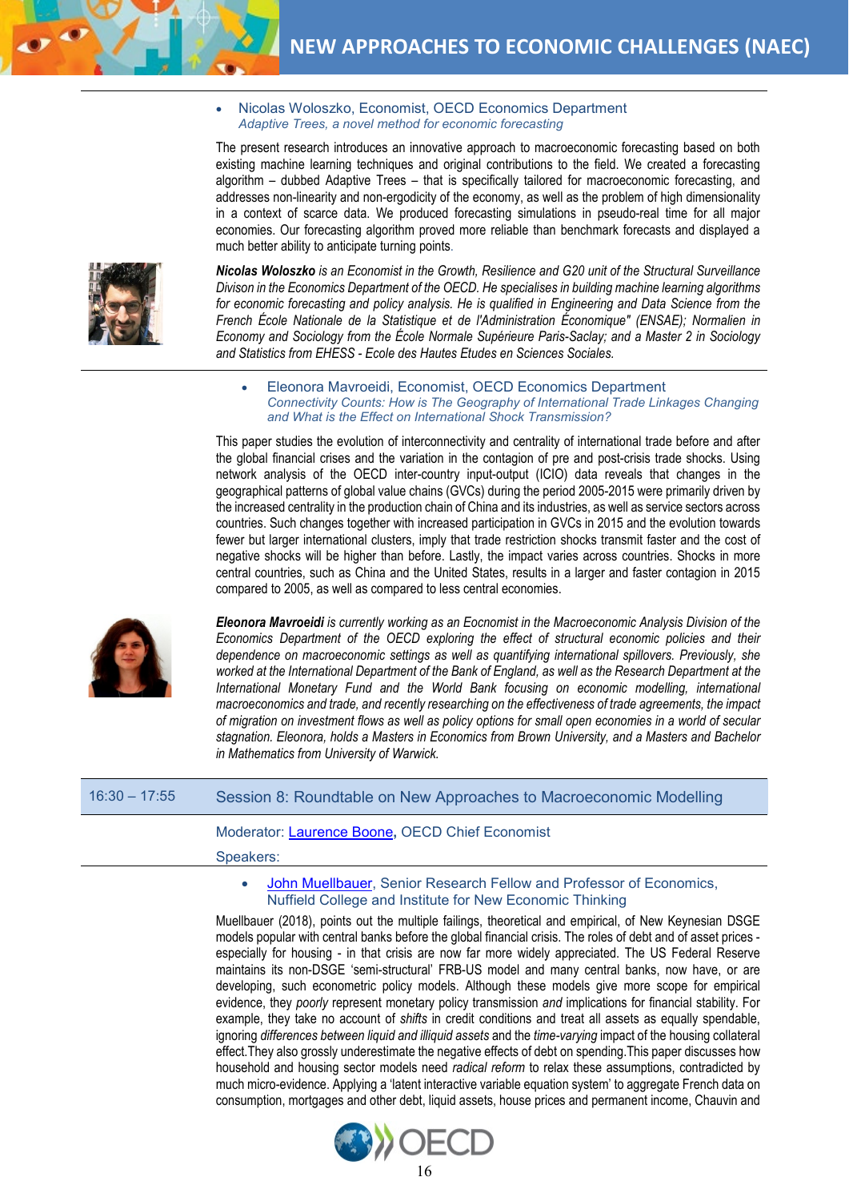- Nicolas Woloszko, Economist, OECD Economics Department
  *Adaptive Trees, a novel method for economic forecasting*

The present research introduces an innovative approach to macroeconomic forecasting based on both existing machine learning techniques and original contributions to the field. We created a forecasting algorithm – dubbed Adaptive Trees – that is specifically tailored for macroeconomic forecasting, and addresses non-linearity and non-ergodicity of the economy, as well as the problem of high dimensionality in a context of scarce data. We produced forecasting simulations in pseudo-real time for all major economies. Our forecasting algorithm proved more reliable than benchmark forecasts and displayed a much better ability to anticipate turning points.

***Nicolas Woloszko** is an Economist in the Growth, Resilience and G20 unit of the Structural Surveillance Divison in the Economics Department of the OECD. He specialises in building machine learning algorithms for economic forecasting and policy analysis. He is qualified in Engineering and Data Science from the French École Nationale de la Statistique et de l'Administration Économique" (ENSAE); Normalien in Economy and Sociology from the École Normale Supérieure Paris-Saclay; and a Master 2 in Sociology and Statistics from EHESS - Ecole des Hautes Etudes en Sciences Sociales.*

- Eleonora Mavroeidi, Economist, OECD Economics Department
  *Connectivity Counts: How is The Geography of International Trade Linkages Changing and What is the Effect on International Shock Transmission?*

This paper studies the evolution of interconnectivity and centrality of international trade before and after the global financial crises and the variation in the contagion of pre and post-crisis trade shocks. Using network analysis of the OECD inter-country input-output (ICIO) data reveals that changes in the geographical patterns of global value chains (GVCs) during the period 2005-2015 were primarily driven by the increased centrality in the production chain of China and its industries, as well as service sectors across countries. Such changes together with increased participation in GVCs in 2015 and the evolution towards fewer but larger international clusters, imply that trade restriction shocks transmit faster and the cost of negative shocks will be higher than before. Lastly, the impact varies across countries. Shocks in more central countries, such as China and the United States, results in a larger and faster contagion in 2015 compared to 2005, as well as compared to less central economies.

***Eleonora Mavroeidi** is currently working as an Eocnomist in the Macroeconomic Analysis Division of the Economics Department of the OECD exploring the effect of structural economic policies and their dependence on macroeconomic settings as well as quantifying international spillovers. Previously, she worked at the International Department of the Bank of England, as well as the Research Department at the International Monetary Fund and the World Bank focusing on economic modelling, international macroeconomics and trade, and recently researching on the effectiveness of trade agreements, the impact of migration on investment flows as well as policy options for small open economies in a world of secular stagnation. Eleonora, holds a Masters in Economics from Brown University, and a Masters and Bachelor in Mathematics from University of Warwick.*

## 16:30 – 17:55 Session 8: Roundtable on New Approaches to Macroeconomic Modelling

Moderator: Laurence Boone, OECD Chief Economist

Speakers:

- John Muellbauer, Senior Research Fellow and Professor of Economics, Nuffield College and Institute for New Economic Thinking

Muellbauer (2018), points out the multiple failings, theoretical and empirical, of New Keynesian DSGE models popular with central banks before the global financial crisis. The roles of debt and of asset prices - especially for housing - in that crisis are now far more widely appreciated. The US Federal Reserve maintains its non-DSGE 'semi-structural' FRB-US model and many central banks, now have, or are developing, such econometric policy models. Although these models give more scope for empirical evidence, they *poorly* represent monetary policy transmission *and* implications for financial stability. For example, they take no account of *shifts* in credit conditions and treat all assets as equally spendable, ignoring *differences between liquid and illiquid assets* and the *time-varying* impact of the housing collateral effect.They also grossly underestimate the negative effects of debt on spending.This paper discusses how household and housing sector models need *radical reform* to relax these assumptions, contradicted by much micro-evidence. Applying a 'latent interactive variable equation system' to aggregate French data on consumption, mortgages and other debt, liquid assets, house prices and permanent income, Chauvin and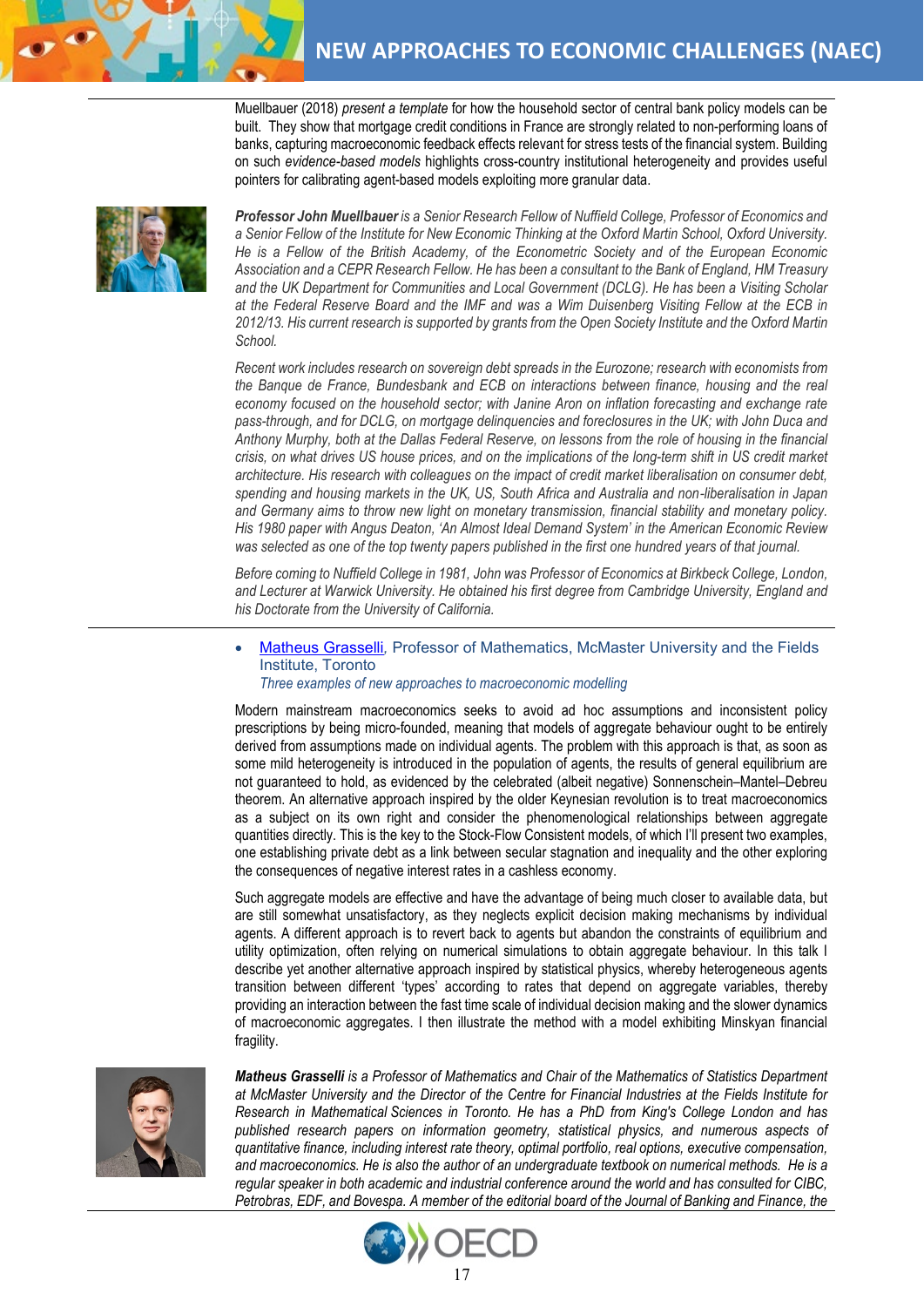Muellbauer (2018) *present a template* for how the household sector of central bank policy models can be built. They show that mortgage credit conditions in France are strongly related to non-performing loans of banks, capturing macroeconomic feedback effects relevant for stress tests of the financial system. Building on such *evidence-based models* highlights cross-country institutional heterogeneity and provides useful pointers for calibrating agent-based models exploiting more granular data.

***Professor John Muellbauer*** *is a Senior Research Fellow of Nuffield College, Professor of Economics and a Senior Fellow of the Institute for New Economic Thinking at the Oxford Martin School, Oxford University. He is a Fellow of the British Academy, of the Econometric Society and of the European Economic Association and a CEPR Research Fellow. He has been a consultant to the Bank of England, HM Treasury and the UK Department for Communities and Local Government (DCLG). He has been a Visiting Scholar at the Federal Reserve Board and the IMF and was a Wim Duisenberg Visiting Fellow at the ECB in 2012/13. His current research is supported by grants from the Open Society Institute and the Oxford Martin School.*

*Recent work includes research on sovereign debt spreads in the Eurozone; research with economists from the Banque de France, Bundesbank and ECB on interactions between finance, housing and the real economy focused on the household sector; with Janine Aron on inflation forecasting and exchange rate pass-through, and for DCLG, on mortgage delinquencies and foreclosures in the UK; with John Duca and Anthony Murphy, both at the Dallas Federal Reserve, on lessons from the role of housing in the financial crisis, on what drives US house prices, and on the implications of the long-term shift in US credit market architecture. His research with colleagues on the impact of credit market liberalisation on consumer debt, spending and housing markets in the UK, US, South Africa and Australia and non-liberalisation in Japan and Germany aims to throw new light on monetary transmission, financial stability and monetary policy. His 1980 paper with Angus Deaton, 'An Almost Ideal Demand System' in the American Economic Review was selected as one of the top twenty papers published in the first one hundred years of that journal.*

*Before coming to Nuffield College in 1981, John was Professor of Economics at Birkbeck College, London, and Lecturer at Warwick University. He obtained his first degree from Cambridge University, England and his Doctorate from the University of California.*

- Matheus Grasselli, Professor of Mathematics, McMaster University and the Fields Institute, Toronto
  *Three examples of new approaches to macroeconomic modelling*

Modern mainstream macroeconomics seeks to avoid ad hoc assumptions and inconsistent policy prescriptions by being micro-founded, meaning that models of aggregate behaviour ought to be entirely derived from assumptions made on individual agents. The problem with this approach is that, as soon as some mild heterogeneity is introduced in the population of agents, the results of general equilibrium are not guaranteed to hold, as evidenced by the celebrated (albeit negative) Sonnenschein–Mantel–Debreu theorem. An alternative approach inspired by the older Keynesian revolution is to treat macroeconomics as a subject on its own right and consider the phenomenological relationships between aggregate quantities directly. This is the key to the Stock-Flow Consistent models, of which I'll present two examples, one establishing private debt as a link between secular stagnation and inequality and the other exploring the consequences of negative interest rates in a cashless economy.

Such aggregate models are effective and have the advantage of being much closer to available data, but are still somewhat unsatisfactory, as they neglects explicit decision making mechanisms by individual agents. A different approach is to revert back to agents but abandon the constraints of equilibrium and utility optimization, often relying on numerical simulations to obtain aggregate behaviour. In this talk I describe yet another alternative approach inspired by statistical physics, whereby heterogeneous agents transition between different 'types' according to rates that depend on aggregate variables, thereby providing an interaction between the fast time scale of individual decision making and the slower dynamics of macroeconomic aggregates. I then illustrate the method with a model exhibiting Minskyan financial fragility.

***Matheus Grasselli*** *is a Professor of Mathematics and Chair of the Mathematics of Statistics Department at McMaster University and the Director of the Centre for Financial Industries at the Fields Institute for Research in Mathematical Sciences in Toronto. He has a PhD from King's College London and has published research papers on information geometry, statistical physics, and numerous aspects of quantitative finance, including interest rate theory, optimal portfolio, real options, executive compensation, and macroeconomics. He is also the author of an undergraduate textbook on numerical methods. He is a regular speaker in both academic and industrial conference around the world and has consulted for CIBC, Petrobras, EDF, and Bovespa. A member of the editorial board of the Journal of Banking and Finance, the*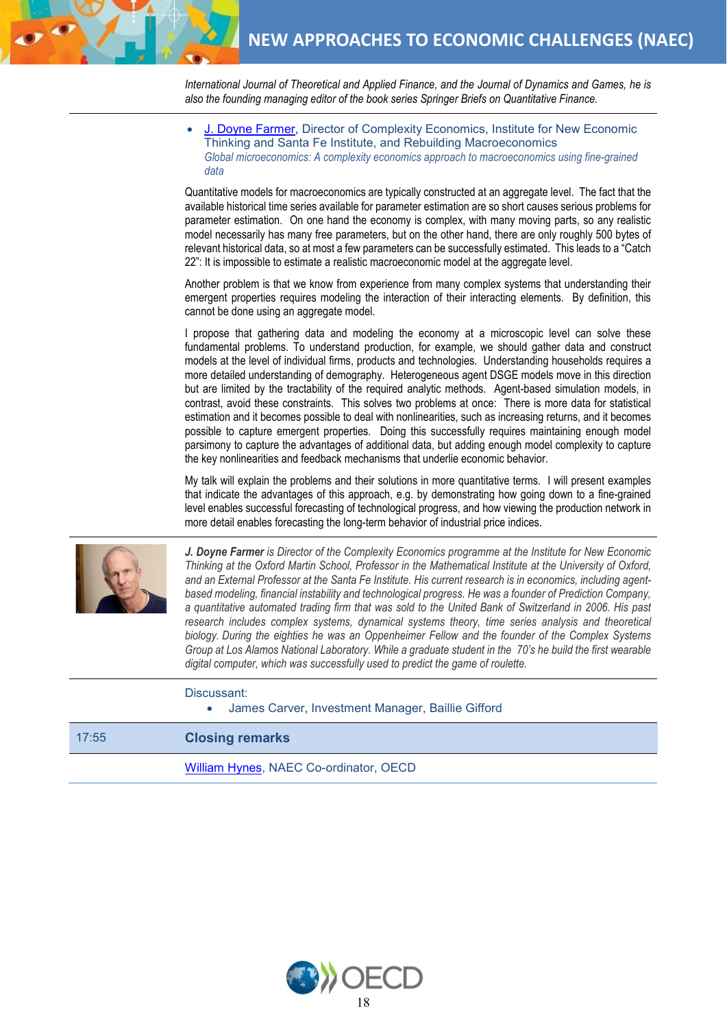*International Journal of Theoretical and Applied Finance, and the Journal of Dynamics and Games, he is also the founding managing editor of the book series Springer Briefs on Quantitative Finance.*

- J. Doyne Farmer, Director of Complexity Economics, Institute for New Economic Thinking and Santa Fe Institute, and Rebuilding Macroeconomics
  *Global microeconomics: A complexity economics approach to macroeconomics using fine-grained data*

Quantitative models for macroeconomics are typically constructed at an aggregate level. The fact that the available historical time series available for parameter estimation are so short causes serious problems for parameter estimation. On one hand the economy is complex, with many moving parts, so any realistic model necessarily has many free parameters, but on the other hand, there are only roughly 500 bytes of relevant historical data, so at most a few parameters can be successfully estimated. This leads to a "Catch 22": It is impossible to estimate a realistic macroeconomic model at the aggregate level.

Another problem is that we know from experience from many complex systems that understanding their emergent properties requires modeling the interaction of their interacting elements. By definition, this cannot be done using an aggregate model.

I propose that gathering data and modeling the economy at a microscopic level can solve these fundamental problems. To understand production, for example, we should gather data and construct models at the level of individual firms, products and technologies. Understanding households requires a more detailed understanding of demography. Heterogeneous agent DSGE models move in this direction but are limited by the tractability of the required analytic methods. Agent-based simulation models, in contrast, avoid these constraints. This solves two problems at once: There is more data for statistical estimation and it becomes possible to deal with nonlinearities, such as increasing returns, and it becomes possible to capture emergent properties. Doing this successfully requires maintaining enough model parsimony to capture the advantages of additional data, but adding enough model complexity to capture the key nonlinearities and feedback mechanisms that underlie economic behavior.

My talk will explain the problems and their solutions in more quantitative terms. I will present examples that indicate the advantages of this approach, e.g. by demonstrating how going down to a fine-grained level enables successful forecasting of technological progress, and how viewing the production network in more detail enables forecasting the long-term behavior of industrial price indices.

***J. Doyne Farmer** is Director of the Complexity Economics programme at the Institute for New Economic Thinking at the Oxford Martin School, Professor in the Mathematical Institute at the University of Oxford, and an External Professor at the Santa Fe Institute. His current research is in economics, including agent-based modeling, financial instability and technological progress. He was a founder of Prediction Company, a quantitative automated trading firm that was sold to the United Bank of Switzerland in 2006. His past research includes complex systems, dynamical systems theory, time series analysis and theoretical biology. During the eighties he was an Oppenheimer Fellow and the founder of the Complex Systems Group at Los Alamos National Laboratory. While a graduate student in the 70's he build the first wearable digital computer, which was successfully used to predict the game of roulette.*

Discussant:

- James Carver, Investment Manager, Baillie Gifford

| 17:55 | **Closing remarks** |
|---|---|
| | William Hynes, NAEC Co-ordinator, OECD |